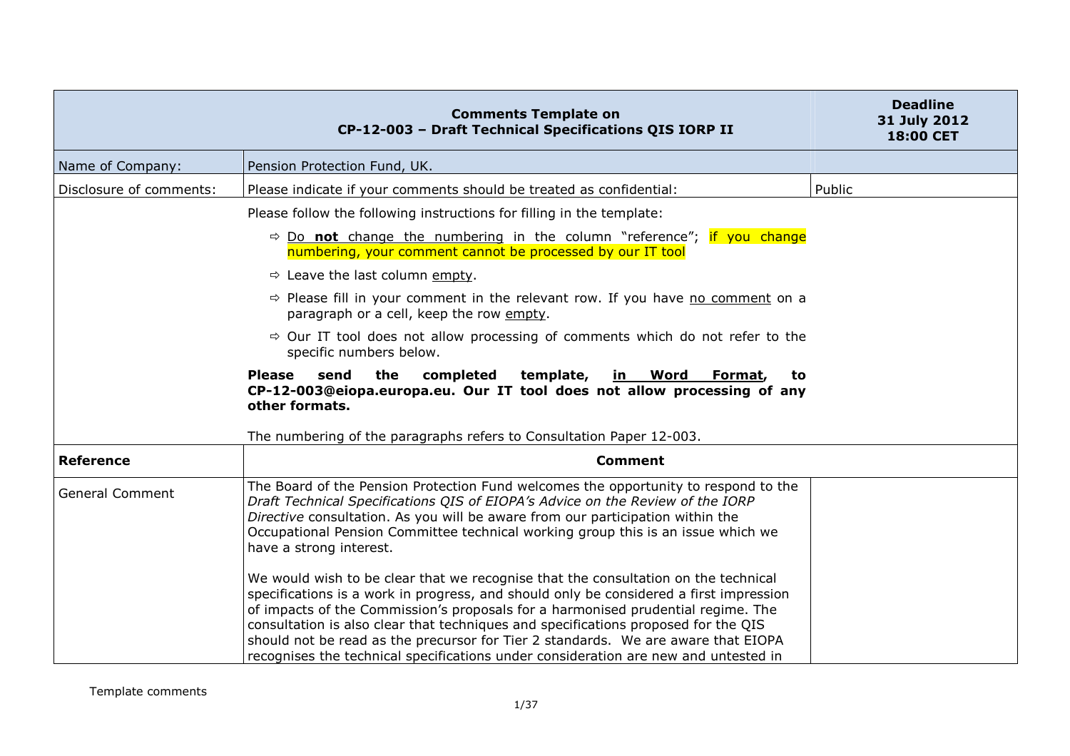| Comments Template on CP-12-003 – Draft Technical Specifications QIS IORP II | | Deadline 31 July 2012 18:00 CET |
|---|---|---|
| Name of Company: | Pension Protection Fund, UK. | |
| Disclosure of comments: | Please indicate if your comments should be treated as confidential: | Public |
| | Please follow the following instructions for filling in the template:<br><br>⇨ Do **not** change the numbering in the column "reference"; if you change numbering, your comment cannot be processed by our IT tool<br><br>⇨ Leave the last column empty.<br><br>⇨ Please fill in your comment in the relevant row. If you have no comment on a paragraph or a cell, keep the row empty.<br><br>⇨ Our IT tool does not allow processing of comments which do not refer to the specific numbers below.<br><br>**Please send the completed template, in Word Format, to CP-12-003@eiopa.europa.eu. Our IT tool does not allow processing of any other formats.**<br><br>The numbering of the paragraphs refers to Consultation Paper 12-003. | |
| **Reference** | **Comment** | |
| General Comment | The Board of the Pension Protection Fund welcomes the opportunity to respond to the *Draft Technical Specifications QIS of EIOPA's Advice on the Review of the IORP Directive* consultation. As you will be aware from our participation within the Occupational Pension Committee technical working group this is an issue which we have a strong interest.<br><br>We would wish to be clear that we recognise that the consultation on the technical specifications is a work in progress, and should only be considered a first impression of impacts of the Commission's proposals for a harmonised prudential regime. The consultation is also clear that techniques and specifications proposed for the QIS should not be read as the precursor for Tier 2 standards. We are aware that EIOPA recognises the technical specifications under consideration are new and untested in | |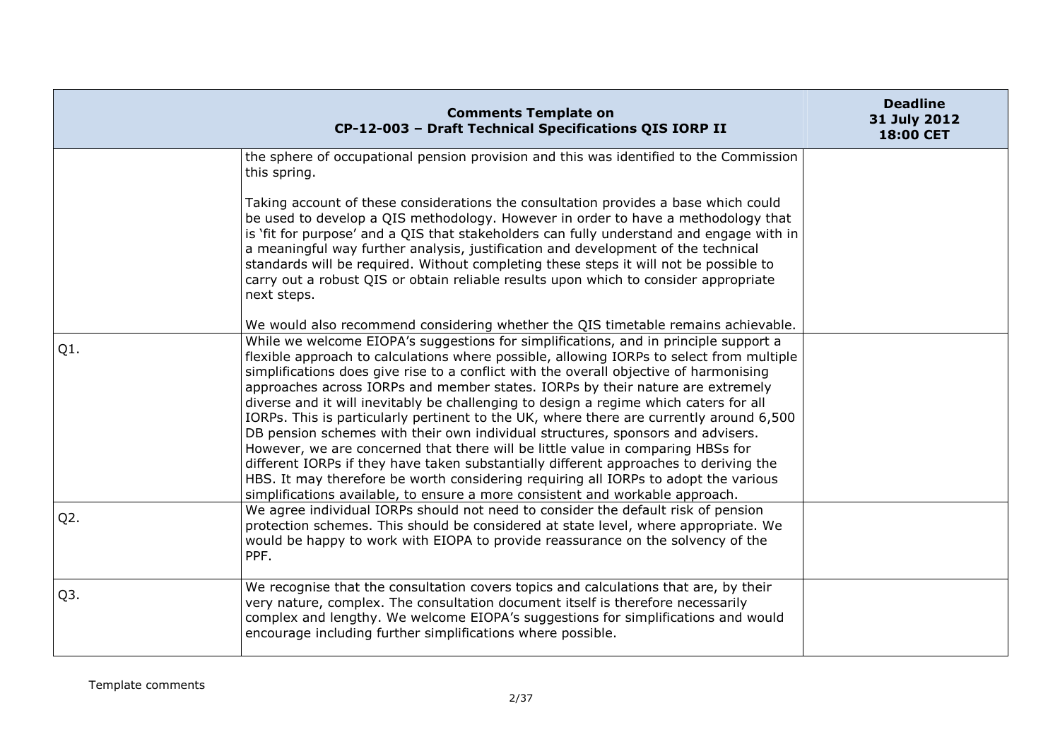| | | |
|---|---|---|
| | the sphere of occupational pension provision and this was identified to the Commission this spring.<br><br>Taking account of these considerations the consultation provides a base which could be used to develop a QIS methodology. However in order to have a methodology that is 'fit for purpose' and a QIS that stakeholders can fully understand and engage with in a meaningful way further analysis, justification and development of the technical standards will be required. Without completing these steps it will not be possible to carry out a robust QIS or obtain reliable results upon which to consider appropriate next steps.<br><br>We would also recommend considering whether the QIS timetable remains achievable. | |
| Q1. | While we welcome EIOPA's suggestions for simplifications, and in principle support a flexible approach to calculations where possible, allowing IORPs to select from multiple simplifications does give rise to a conflict with the overall objective of harmonising approaches across IORPs and member states. IORPs by their nature are extremely diverse and it will inevitably be challenging to design a regime which caters for all IORPs. This is particularly pertinent to the UK, where there are currently around 6,500 DB pension schemes with their own individual structures, sponsors and advisers. However, we are concerned that there will be little value in comparing HBSs for different IORPs if they have taken substantially different approaches to deriving the HBS. It may therefore be worth considering requiring all IORPs to adopt the various simplifications available, to ensure a more consistent and workable approach. | |
| Q2. | We agree individual IORPs should not need to consider the default risk of pension protection schemes. This should be considered at state level, where appropriate. We would be happy to work with EIOPA to provide reassurance on the solvency of the PPF. | |
| Q3. | We recognise that the consultation covers topics and calculations that are, by their very nature, complex. The consultation document itself is therefore necessarily complex and lengthy. We welcome EIOPA's suggestions for simplifications and would encourage including further simplifications where possible. | |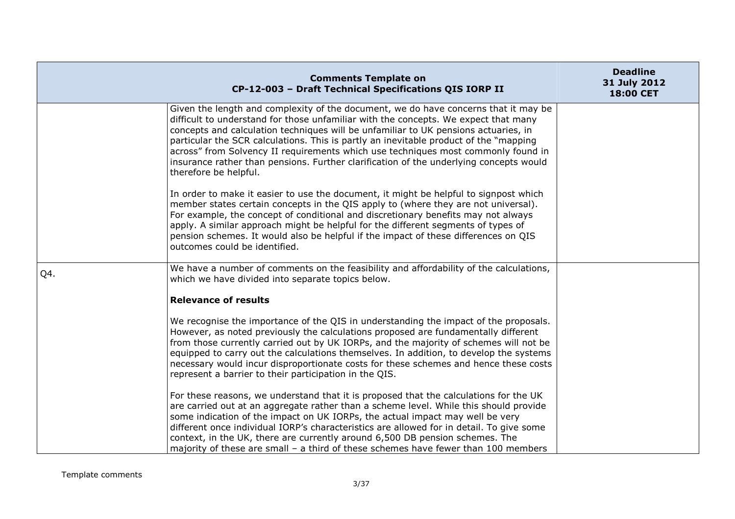| Comments Template on CP-12-003 – Draft Technical Specifications QIS IORP II | | Deadline 31 July 2012 18:00 CET |
|---|---|---|
| | Given the length and complexity of the document, we do have concerns that it may be difficult to understand for those unfamiliar with the concepts. We expect that many concepts and calculation techniques will be unfamiliar to UK pensions actuaries, in particular the SCR calculations. This is partly an inevitable product of the "mapping across" from Solvency II requirements which use techniques most commonly found in insurance rather than pensions. Further clarification of the underlying concepts would therefore be helpful.<br><br>In order to make it easier to use the document, it might be helpful to signpost which member states certain concepts in the QIS apply to (where they are not universal). For example, the concept of conditional and discretionary benefits may not always apply. A similar approach might be helpful for the different segments of types of pension schemes. It would also be helpful if the impact of these differences on QIS outcomes could be identified. | |
| Q4. | We have a number of comments on the feasibility and affordability of the calculations, which we have divided into separate topics below.<br><br>**Relevance of results**<br><br>We recognise the importance of the QIS in understanding the impact of the proposals. However, as noted previously the calculations proposed are fundamentally different from those currently carried out by UK IORPs, and the majority of schemes will not be equipped to carry out the calculations themselves. In addition, to develop the systems necessary would incur disproportionate costs for these schemes and hence these costs represent a barrier to their participation in the QIS.<br><br>For these reasons, we understand that it is proposed that the calculations for the UK are carried out at an aggregate rather than a scheme level. While this should provide some indication of the impact on UK IORPs, the actual impact may well be very different once individual IORP's characteristics are allowed for in detail. To give some context, in the UK, there are currently around 6,500 DB pension schemes. The majority of these are small – a third of these schemes have fewer than 100 members | |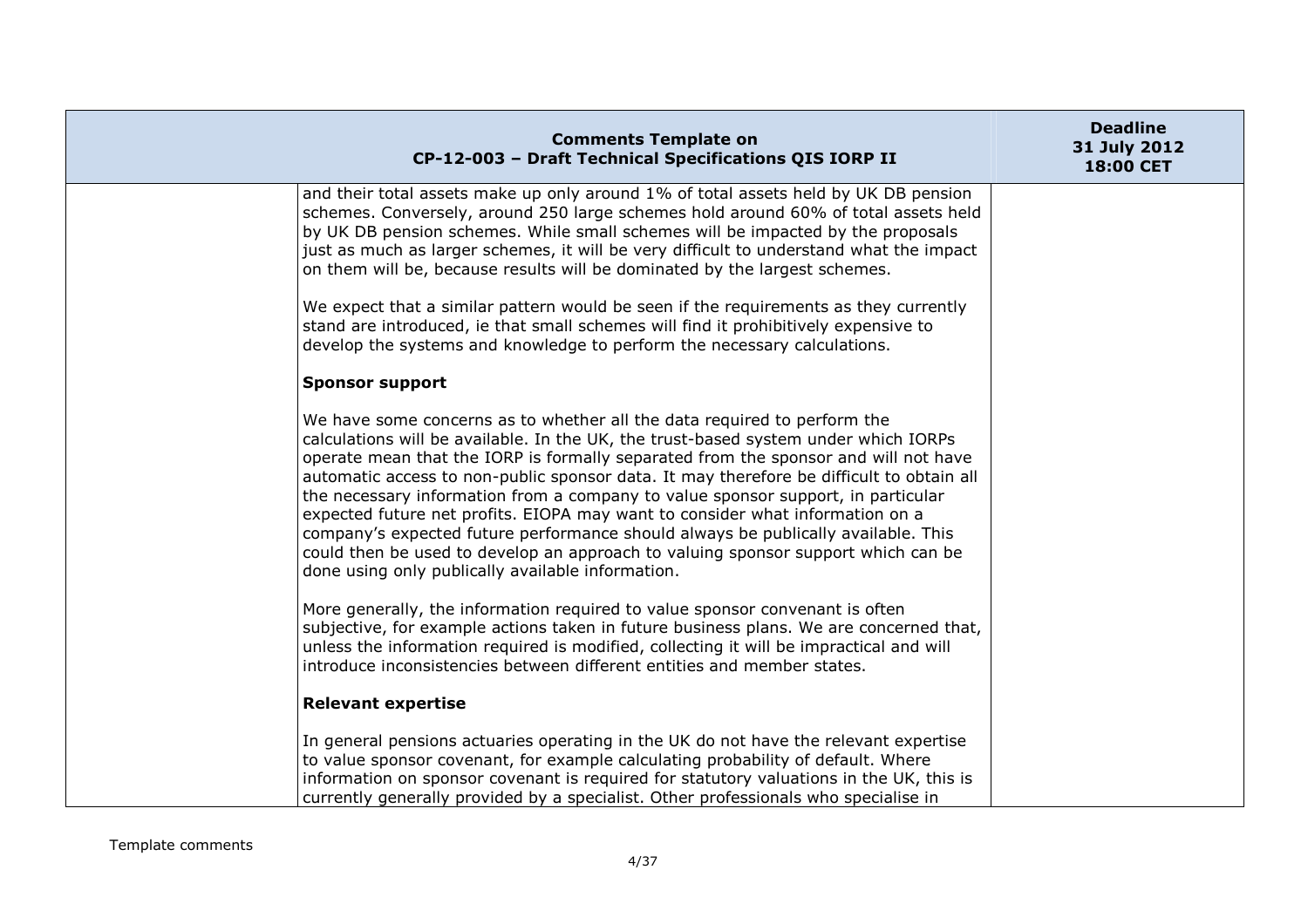and their total assets make up only around 1% of total assets held by UK DB pension schemes. Conversely, around 250 large schemes hold around 60% of total assets held by UK DB pension schemes. While small schemes will be impacted by the proposals just as much as larger schemes, it will be very difficult to understand what the impact on them will be, because results will be dominated by the largest schemes.

We expect that a similar pattern would be seen if the requirements as they currently stand are introduced, ie that small schemes will find it prohibitively expensive to develop the systems and knowledge to perform the necessary calculations.

**Sponsor support**

We have some concerns as to whether all the data required to perform the calculations will be available. In the UK, the trust-based system under which IORPs operate mean that the IORP is formally separated from the sponsor and will not have automatic access to non-public sponsor data. It may therefore be difficult to obtain all the necessary information from a company to value sponsor support, in particular expected future net profits. EIOPA may want to consider what information on a company's expected future performance should always be publically available. This could then be used to develop an approach to valuing sponsor support which can be done using only publically available information.

More generally, the information required to value sponsor convenant is often subjective, for example actions taken in future business plans. We are concerned that, unless the information required is modified, collecting it will be impractical and will introduce inconsistencies between different entities and member states.

**Relevant expertise**

In general pensions actuaries operating in the UK do not have the relevant expertise to value sponsor covenant, for example calculating probability of default. Where information on sponsor covenant is required for statutory valuations in the UK, this is currently generally provided by a specialist. Other professionals who specialise in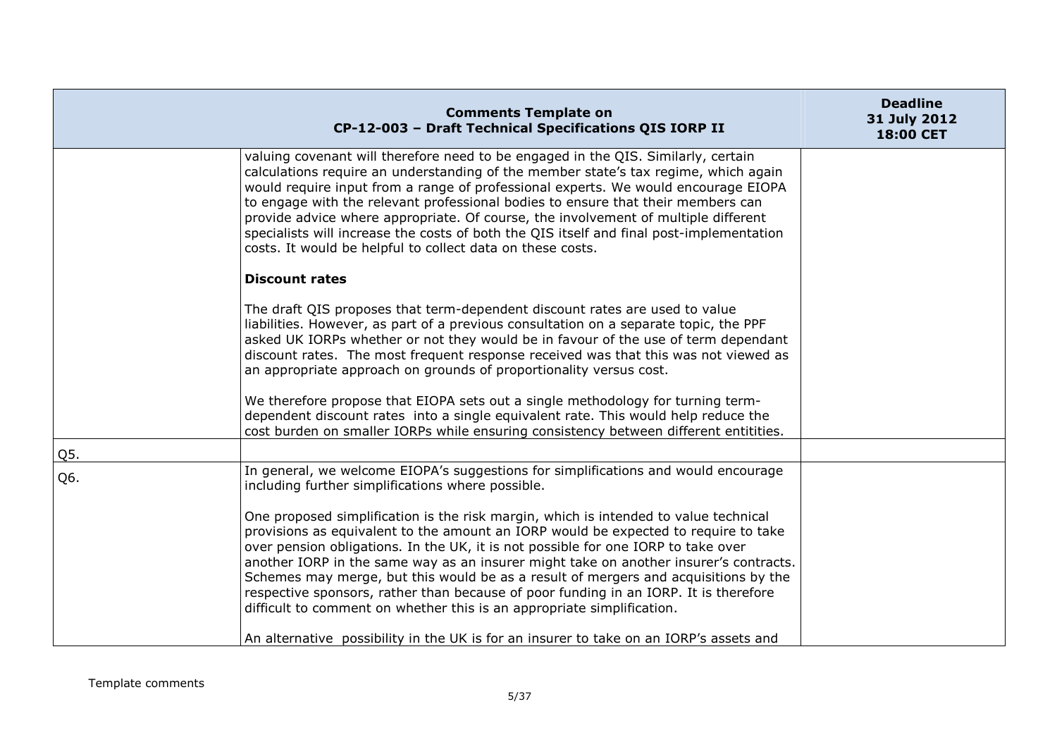| Comments Template on CP-12-003 – Draft Technical Specifications QIS IORP II | | Deadline 31 July 2012 18:00 CET |
|---|---|---|
| | valuing covenant will therefore need to be engaged in the QIS. Similarly, certain calculations require an understanding of the member state's tax regime, which again would require input from a range of professional experts. We would encourage EIOPA to engage with the relevant professional bodies to ensure that their members can provide advice where appropriate. Of course, the involvement of multiple different specialists will increase the costs of both the QIS itself and final post-implementation costs. It would be helpful to collect data on these costs.<br><br>**Discount rates**<br><br>The draft QIS proposes that term-dependent discount rates are used to value liabilities. However, as part of a previous consultation on a separate topic, the PPF asked UK IORPs whether or not they would be in favour of the use of term dependant discount rates. The most frequent response received was that this was not viewed as an appropriate approach on grounds of proportionality versus cost.<br><br>We therefore propose that EIOPA sets out a single methodology for turning term-dependent discount rates into a single equivalent rate. This would help reduce the cost burden on smaller IORPs while ensuring consistency between different entitities. | |
| Q5. | | |
| Q6. | In general, we welcome EIOPA's suggestions for simplifications and would encourage including further simplifications where possible.<br><br>One proposed simplification is the risk margin, which is intended to value technical provisions as equivalent to the amount an IORP would be expected to require to take over pension obligations. In the UK, it is not possible for one IORP to take over another IORP in the same way as an insurer might take on another insurer's contracts. Schemes may merge, but this would be as a result of mergers and acquisitions by the respective sponsors, rather than because of poor funding in an IORP. It is therefore difficult to comment on whether this is an appropriate simplification.<br><br>An alternative possibility in the UK is for an insurer to take on an IORP's assets and | |

Template comments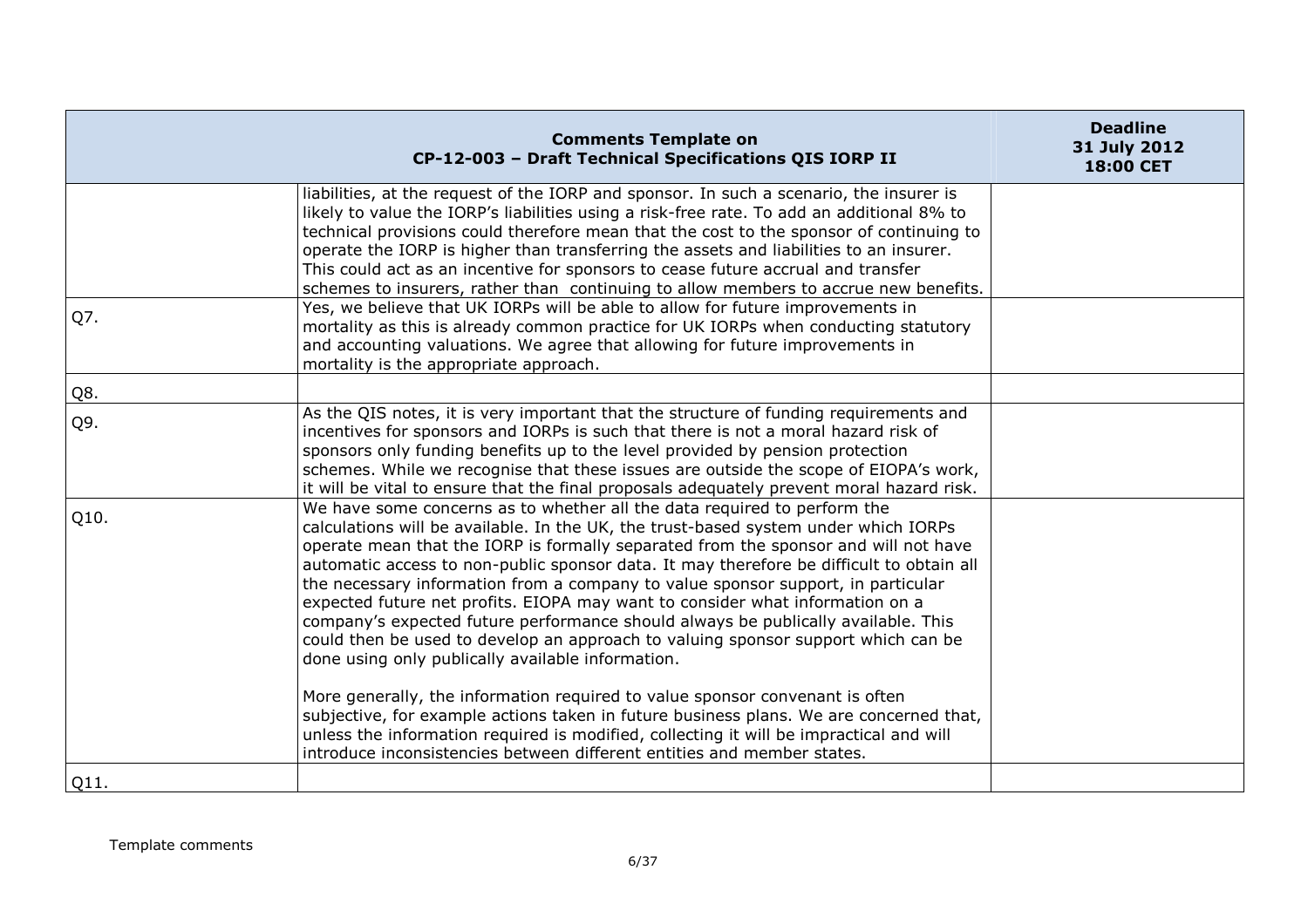| Comments Template on CP-12-003 – Draft Technical Specifications QIS IORP II | | Deadline 31 July 2012 18:00 CET |
|---|---|---|
| | liabilities, at the request of the IORP and sponsor. In such a scenario, the insurer is likely to value the IORP's liabilities using a risk-free rate. To add an additional 8% to technical provisions could therefore mean that the cost to the sponsor of continuing to operate the IORP is higher than transferring the assets and liabilities to an insurer. This could act as an incentive for sponsors to cease future accrual and transfer schemes to insurers, rather than continuing to allow members to accrue new benefits. | |
| Q7. | Yes, we believe that UK IORPs will be able to allow for future improvements in mortality as this is already common practice for UK IORPs when conducting statutory and accounting valuations. We agree that allowing for future improvements in mortality is the appropriate approach. | |
| Q8. | | |
| Q9. | As the QIS notes, it is very important that the structure of funding requirements and incentives for sponsors and IORPs is such that there is not a moral hazard risk of sponsors only funding benefits up to the level provided by pension protection schemes. While we recognise that these issues are outside the scope of EIOPA's work, it will be vital to ensure that the final proposals adequately prevent moral hazard risk. | |
| Q10. | We have some concerns as to whether all the data required to perform the calculations will be available. In the UK, the trust-based system under which IORPs operate mean that the IORP is formally separated from the sponsor and will not have automatic access to non-public sponsor data. It may therefore be difficult to obtain all the necessary information from a company to value sponsor support, in particular expected future net profits. EIOPA may want to consider what information on a company's expected future performance should always be publically available. This could then be used to develop an approach to valuing sponsor support which can be done using only publically available information.<br><br>More generally, the information required to value sponsor convenant is often subjective, for example actions taken in future business plans. We are concerned that, unless the information required is modified, collecting it will be impractical and will introduce inconsistencies between different entities and member states. | |
| Q11. | | |

Template comments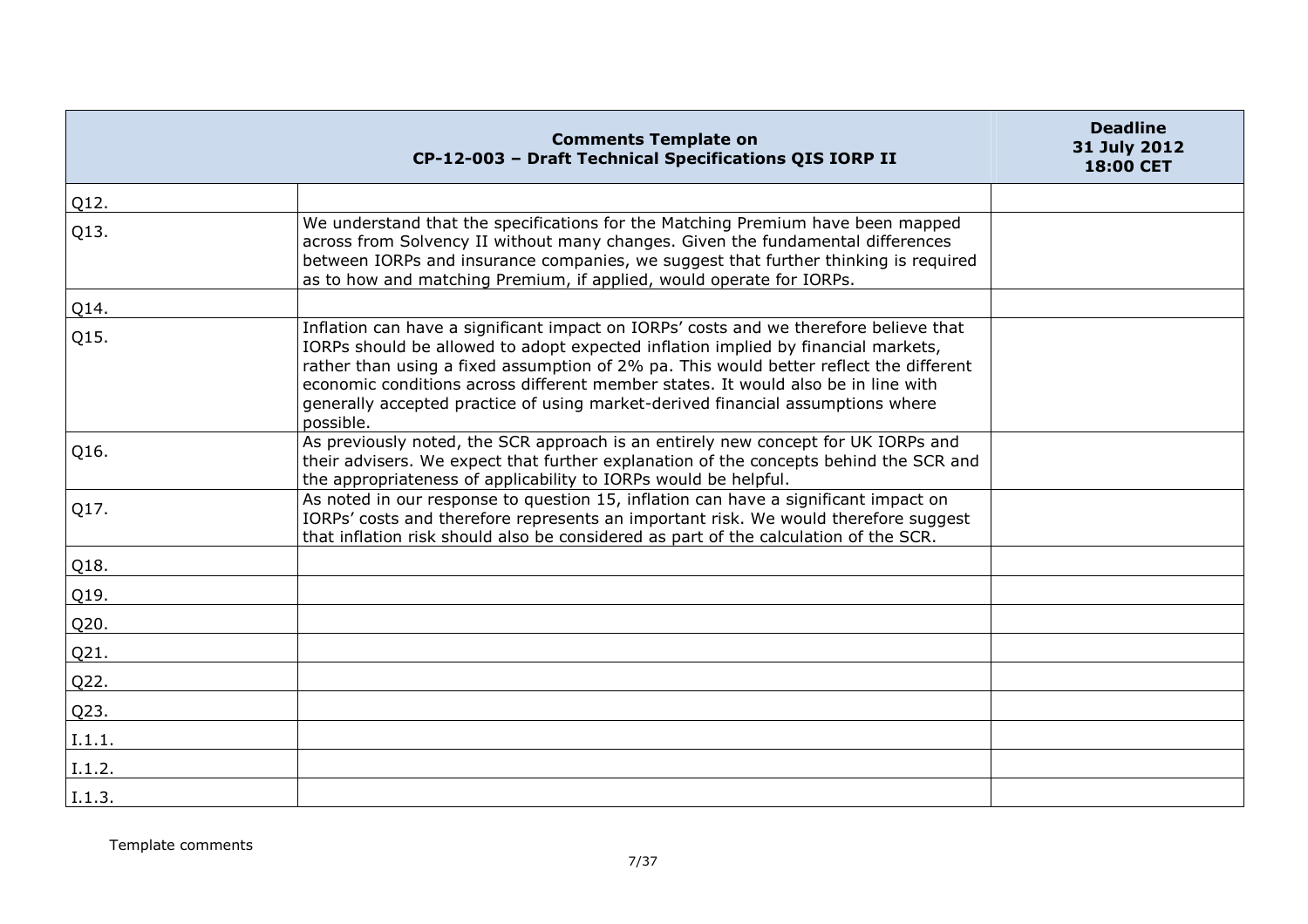| Comments Template on CP-12-003 – Draft Technical Specifications QIS IORP II | | Deadline 31 July 2012 18:00 CET |
|---|---|---|
| Q12. | | |
| Q13. | We understand that the specifications for the Matching Premium have been mapped across from Solvency II without many changes. Given the fundamental differences between IORPs and insurance companies, we suggest that further thinking is required as to how and matching Premium, if applied, would operate for IORPs. | |
| Q14. | | |
| Q15. | Inflation can have a significant impact on IORPs' costs and we therefore believe that IORPs should be allowed to adopt expected inflation implied by financial markets, rather than using a fixed assumption of 2% pa. This would better reflect the different economic conditions across different member states. It would also be in line with generally accepted practice of using market-derived financial assumptions where possible. | |
| Q16. | As previously noted, the SCR approach is an entirely new concept for UK IORPs and their advisers. We expect that further explanation of the concepts behind the SCR and the appropriateness of applicability to IORPs would be helpful. | |
| Q17. | As noted in our response to question 15, inflation can have a significant impact on IORPs' costs and therefore represents an important risk. We would therefore suggest that inflation risk should also be considered as part of the calculation of the SCR. | |
| Q18. | | |
| Q19. | | |
| Q20. | | |
| Q21. | | |
| Q22. | | |
| Q23. | | |
| I.1.1. | | |
| I.1.2. | | |
| I.1.3. | | |

Template comments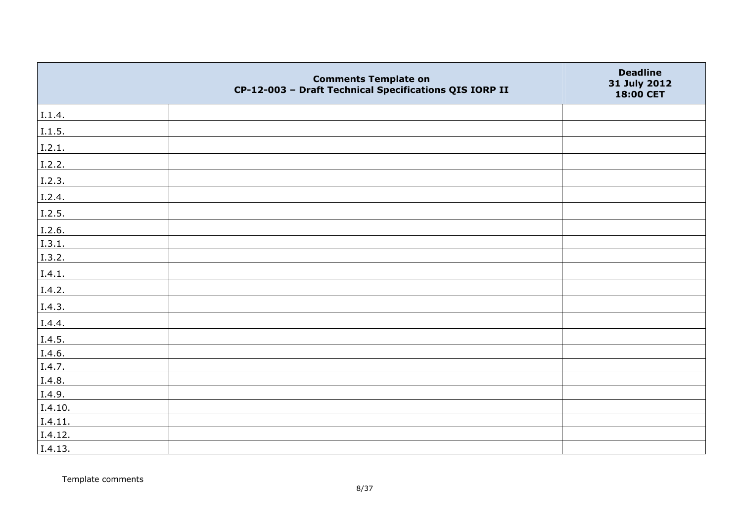| | Comments Template on CP-12-003 – Draft Technical Specifications QIS IORP II | Deadline 31 July 2012 18:00 CET |
|---|---|---|
| I.1.4. | | |
| I.1.5. | | |
| I.2.1. | | |
| I.2.2. | | |
| I.2.3. | | |
| I.2.4. | | |
| I.2.5. | | |
| I.2.6. | | |
| I.3.1. | | |
| I.3.2. | | |
| I.4.1. | | |
| I.4.2. | | |
| I.4.3. | | |
| I.4.4. | | |
| I.4.5. | | |
| I.4.6. | | |
| I.4.7. | | |
| I.4.8. | | |
| I.4.9. | | |
| I.4.10. | | |
| I.4.11. | | |
| I.4.12. | | |
| I.4.13. | | |

Template comments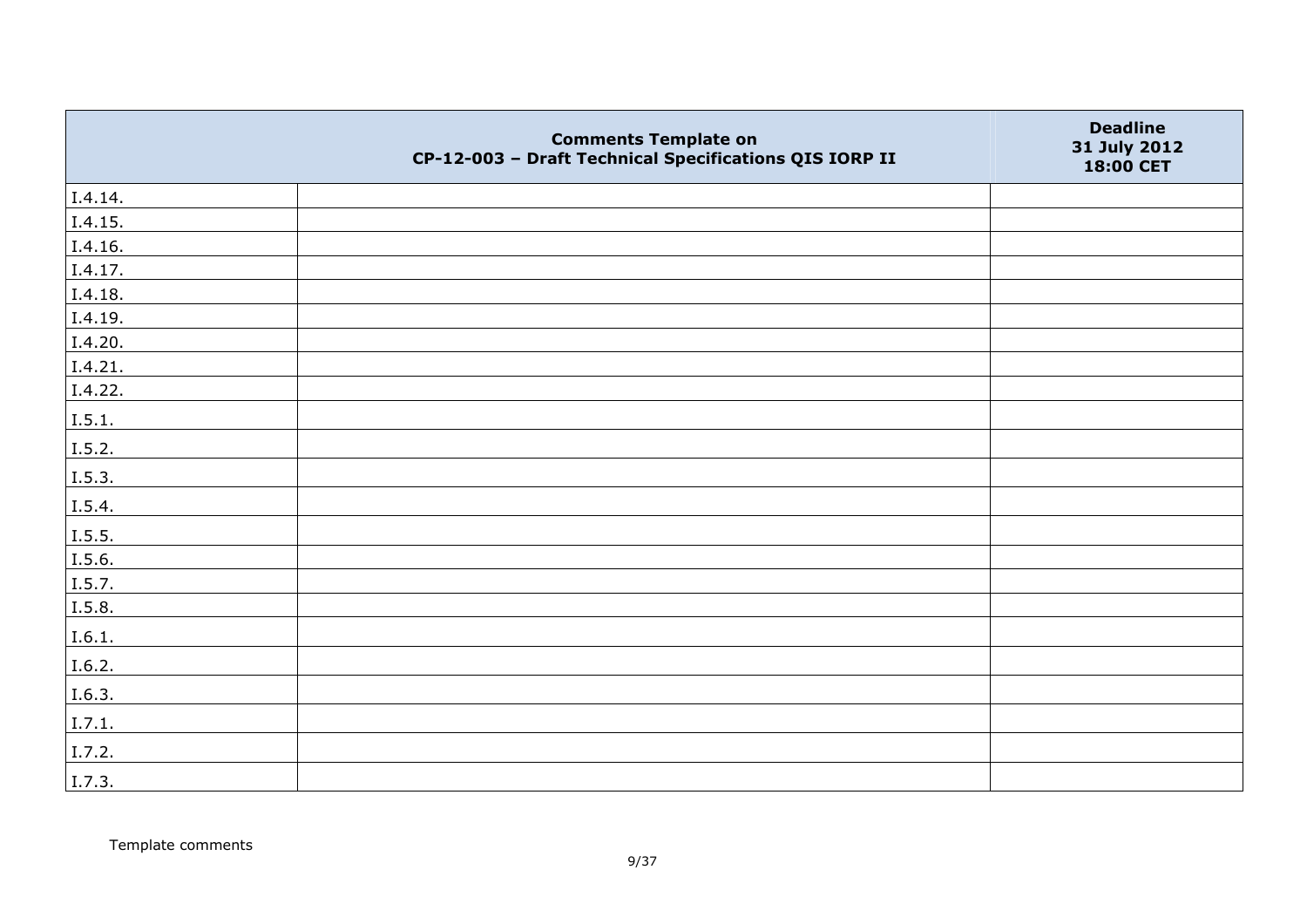| | Comments Template on CP-12-003 – Draft Technical Specifications QIS IORP II | Deadline 31 July 2012 18:00 CET |
|---|---|---|
| I.4.14. | | |
| I.4.15. | | |
| I.4.16. | | |
| I.4.17. | | |
| I.4.18. | | |
| I.4.19. | | |
| I.4.20. | | |
| I.4.21. | | |
| I.4.22. | | |
| I.5.1. | | |
| I.5.2. | | |
| I.5.3. | | |
| I.5.4. | | |
| I.5.5. | | |
| I.5.6. | | |
| I.5.7. | | |
| I.5.8. | | |
| I.6.1. | | |
| I.6.2. | | |
| I.6.3. | | |
| I.7.1. | | |
| I.7.2. | | |
| I.7.3. | | |

Template comments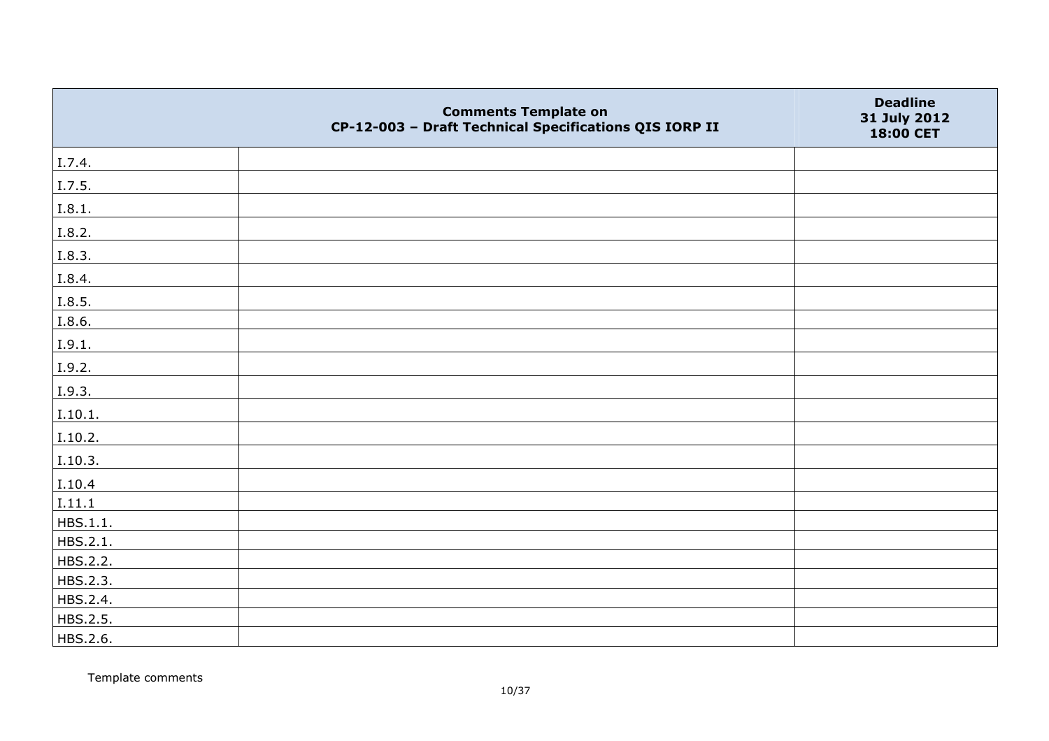| | Comments Template on CP-12-003 – Draft Technical Specifications QIS IORP II | Deadline 31 July 2012 18:00 CET |
|---|---|---|
| I.7.4. | | |
| I.7.5. | | |
| I.8.1. | | |
| I.8.2. | | |
| I.8.3. | | |
| I.8.4. | | |
| I.8.5. | | |
| I.8.6. | | |
| I.9.1. | | |
| I.9.2. | | |
| I.9.3. | | |
| I.10.1. | | |
| I.10.2. | | |
| I.10.3. | | |
| I.10.4 | | |
| I.11.1 | | |
| HBS.1.1. | | |
| HBS.2.1. | | |
| HBS.2.2. | | |
| HBS.2.3. | | |
| HBS.2.4. | | |
| HBS.2.5. | | |
| HBS.2.6. | | |

Template comments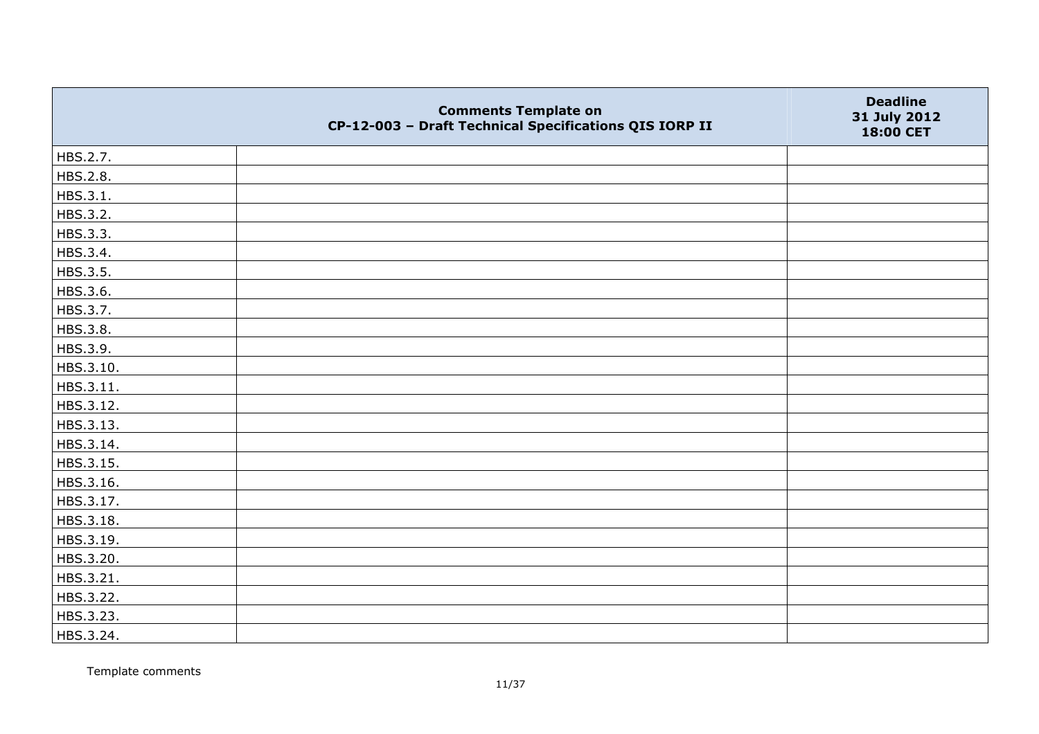| | Comments Template on CP-12-003 – Draft Technical Specifications QIS IORP II | Deadline 31 July 2012 18:00 CET |
|---|---|---|
| HBS.2.7. | | |
| HBS.2.8. | | |
| HBS.3.1. | | |
| HBS.3.2. | | |
| HBS.3.3. | | |
| HBS.3.4. | | |
| HBS.3.5. | | |
| HBS.3.6. | | |
| HBS.3.7. | | |
| HBS.3.8. | | |
| HBS.3.9. | | |
| HBS.3.10. | | |
| HBS.3.11. | | |
| HBS.3.12. | | |
| HBS.3.13. | | |
| HBS.3.14. | | |
| HBS.3.15. | | |
| HBS.3.16. | | |
| HBS.3.17. | | |
| HBS.3.18. | | |
| HBS.3.19. | | |
| HBS.3.20. | | |
| HBS.3.21. | | |
| HBS.3.22. | | |
| HBS.3.23. | | |
| HBS.3.24. | | |

Template comments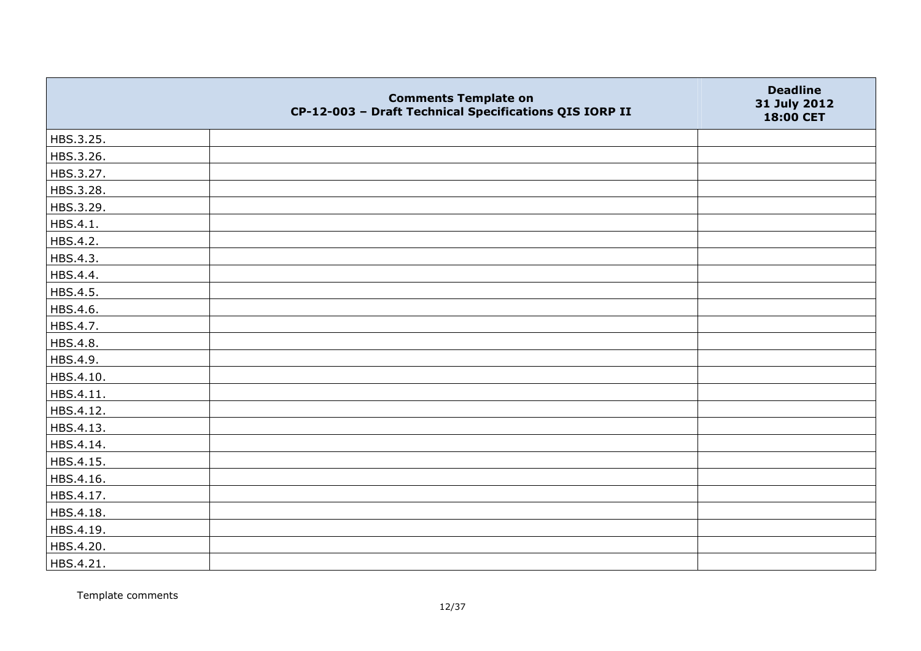| | Comments Template on CP-12-003 – Draft Technical Specifications QIS IORP II | Deadline 31 July 2012 18:00 CET |
|---|---|---|
| HBS.3.25. | | |
| HBS.3.26. | | |
| HBS.3.27. | | |
| HBS.3.28. | | |
| HBS.3.29. | | |
| HBS.4.1. | | |
| HBS.4.2. | | |
| HBS.4.3. | | |
| HBS.4.4. | | |
| HBS.4.5. | | |
| HBS.4.6. | | |
| HBS.4.7. | | |
| HBS.4.8. | | |
| HBS.4.9. | | |
| HBS.4.10. | | |
| HBS.4.11. | | |
| HBS.4.12. | | |
| HBS.4.13. | | |
| HBS.4.14. | | |
| HBS.4.15. | | |
| HBS.4.16. | | |
| HBS.4.17. | | |
| HBS.4.18. | | |
| HBS.4.19. | | |
| HBS.4.20. | | |
| HBS.4.21. | | |

Template comments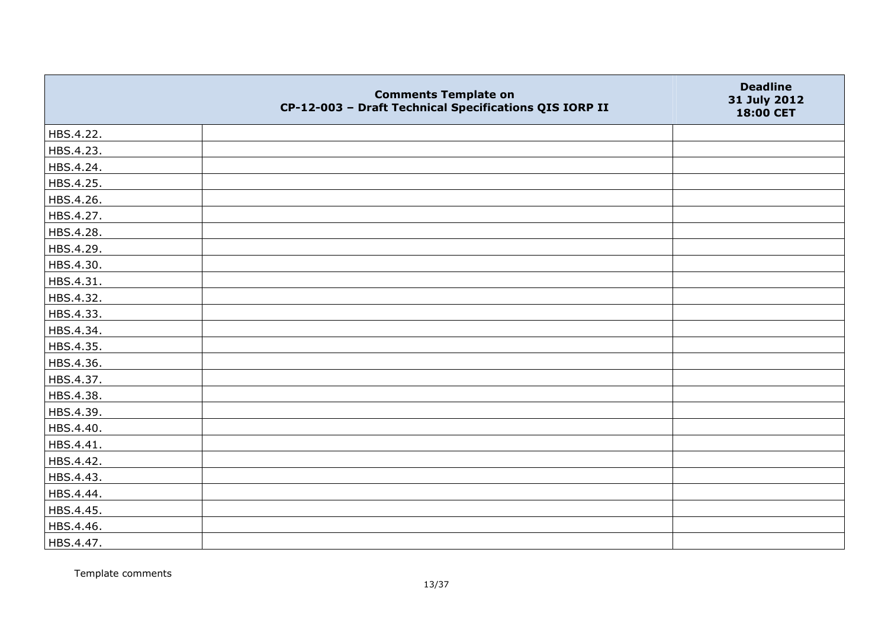| | Comments Template on CP-12-003 – Draft Technical Specifications QIS IORP II | Deadline 31 July 2012 18:00 CET |
|---|---|---|
| HBS.4.22. | | |
| HBS.4.23. | | |
| HBS.4.24. | | |
| HBS.4.25. | | |
| HBS.4.26. | | |
| HBS.4.27. | | |
| HBS.4.28. | | |
| HBS.4.29. | | |
| HBS.4.30. | | |
| HBS.4.31. | | |
| HBS.4.32. | | |
| HBS.4.33. | | |
| HBS.4.34. | | |
| HBS.4.35. | | |
| HBS.4.36. | | |
| HBS.4.37. | | |
| HBS.4.38. | | |
| HBS.4.39. | | |
| HBS.4.40. | | |
| HBS.4.41. | | |
| HBS.4.42. | | |
| HBS.4.43. | | |
| HBS.4.44. | | |
| HBS.4.45. | | |
| HBS.4.46. | | |
| HBS.4.47. | | |

Template comments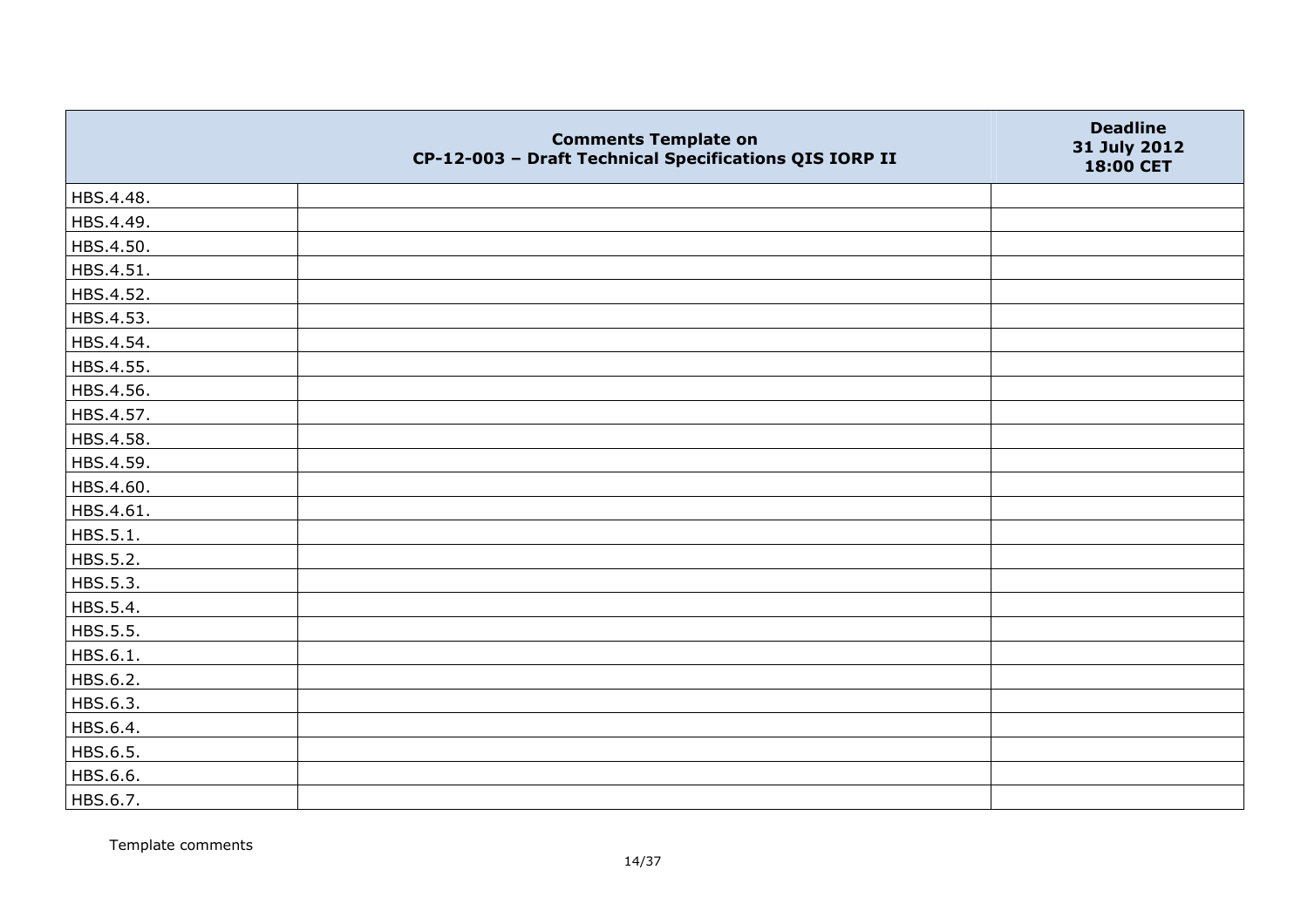| | Comments Template on CP-12-003 – Draft Technical Specifications QIS IORP II | Deadline 31 July 2012 18:00 CET |
|---|---|---|
| HBS.4.48. | | |
| HBS.4.49. | | |
| HBS.4.50. | | |
| HBS.4.51. | | |
| HBS.4.52. | | |
| HBS.4.53. | | |
| HBS.4.54. | | |
| HBS.4.55. | | |
| HBS.4.56. | | |
| HBS.4.57. | | |
| HBS.4.58. | | |
| HBS.4.59. | | |
| HBS.4.60. | | |
| HBS.4.61. | | |
| HBS.5.1. | | |
| HBS.5.2. | | |
| HBS.5.3. | | |
| HBS.5.4. | | |
| HBS.5.5. | | |
| HBS.6.1. | | |
| HBS.6.2. | | |
| HBS.6.3. | | |
| HBS.6.4. | | |
| HBS.6.5. | | |
| HBS.6.6. | | |
| HBS.6.7. | | |

Template comments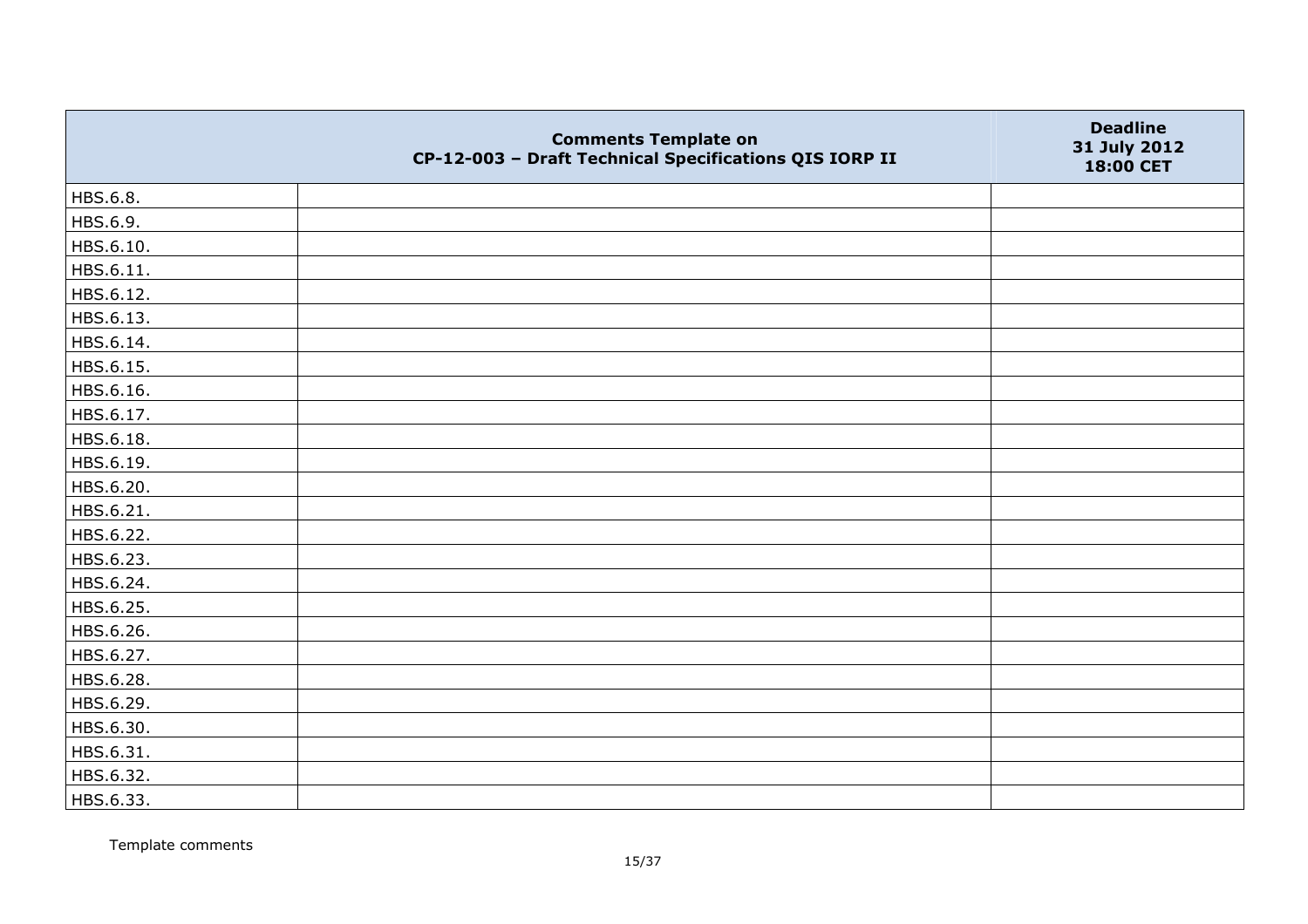| | Comments Template on CP-12-003 – Draft Technical Specifications QIS IORP II | Deadline 31 July 2012 18:00 CET |
|---|---|---|
| HBS.6.8. | | |
| HBS.6.9. | | |
| HBS.6.10. | | |
| HBS.6.11. | | |
| HBS.6.12. | | |
| HBS.6.13. | | |
| HBS.6.14. | | |
| HBS.6.15. | | |
| HBS.6.16. | | |
| HBS.6.17. | | |
| HBS.6.18. | | |
| HBS.6.19. | | |
| HBS.6.20. | | |
| HBS.6.21. | | |
| HBS.6.22. | | |
| HBS.6.23. | | |
| HBS.6.24. | | |
| HBS.6.25. | | |
| HBS.6.26. | | |
| HBS.6.27. | | |
| HBS.6.28. | | |
| HBS.6.29. | | |
| HBS.6.30. | | |
| HBS.6.31. | | |
| HBS.6.32. | | |
| HBS.6.33. | | |

Template comments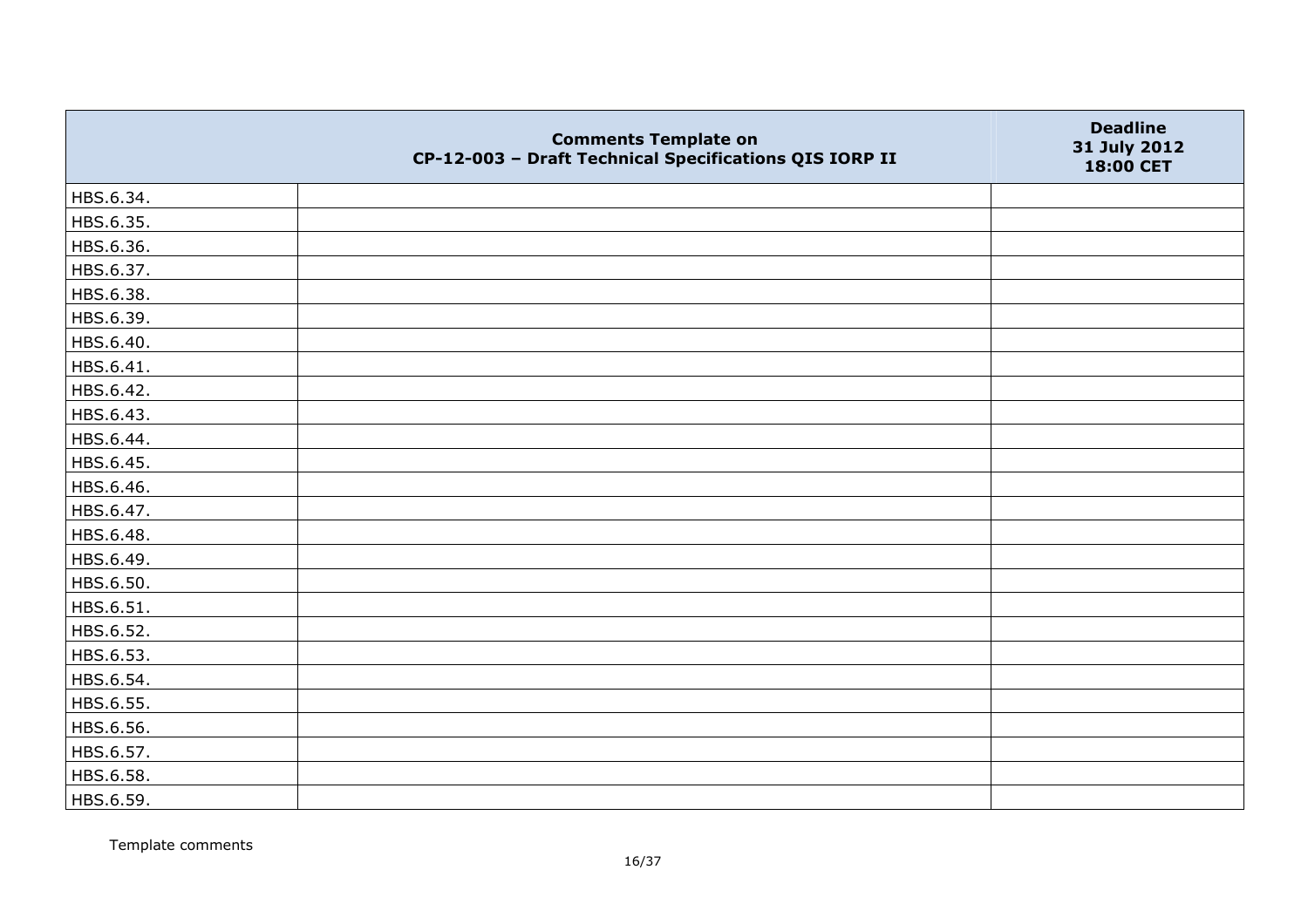| | Comments Template on CP-12-003 – Draft Technical Specifications QIS IORP II | Deadline 31 July 2012 18:00 CET |
|---|---|---|
| HBS.6.34. | | |
| HBS.6.35. | | |
| HBS.6.36. | | |
| HBS.6.37. | | |
| HBS.6.38. | | |
| HBS.6.39. | | |
| HBS.6.40. | | |
| HBS.6.41. | | |
| HBS.6.42. | | |
| HBS.6.43. | | |
| HBS.6.44. | | |
| HBS.6.45. | | |
| HBS.6.46. | | |
| HBS.6.47. | | |
| HBS.6.48. | | |
| HBS.6.49. | | |
| HBS.6.50. | | |
| HBS.6.51. | | |
| HBS.6.52. | | |
| HBS.6.53. | | |
| HBS.6.54. | | |
| HBS.6.55. | | |
| HBS.6.56. | | |
| HBS.6.57. | | |
| HBS.6.58. | | |
| HBS.6.59. | | |

Template comments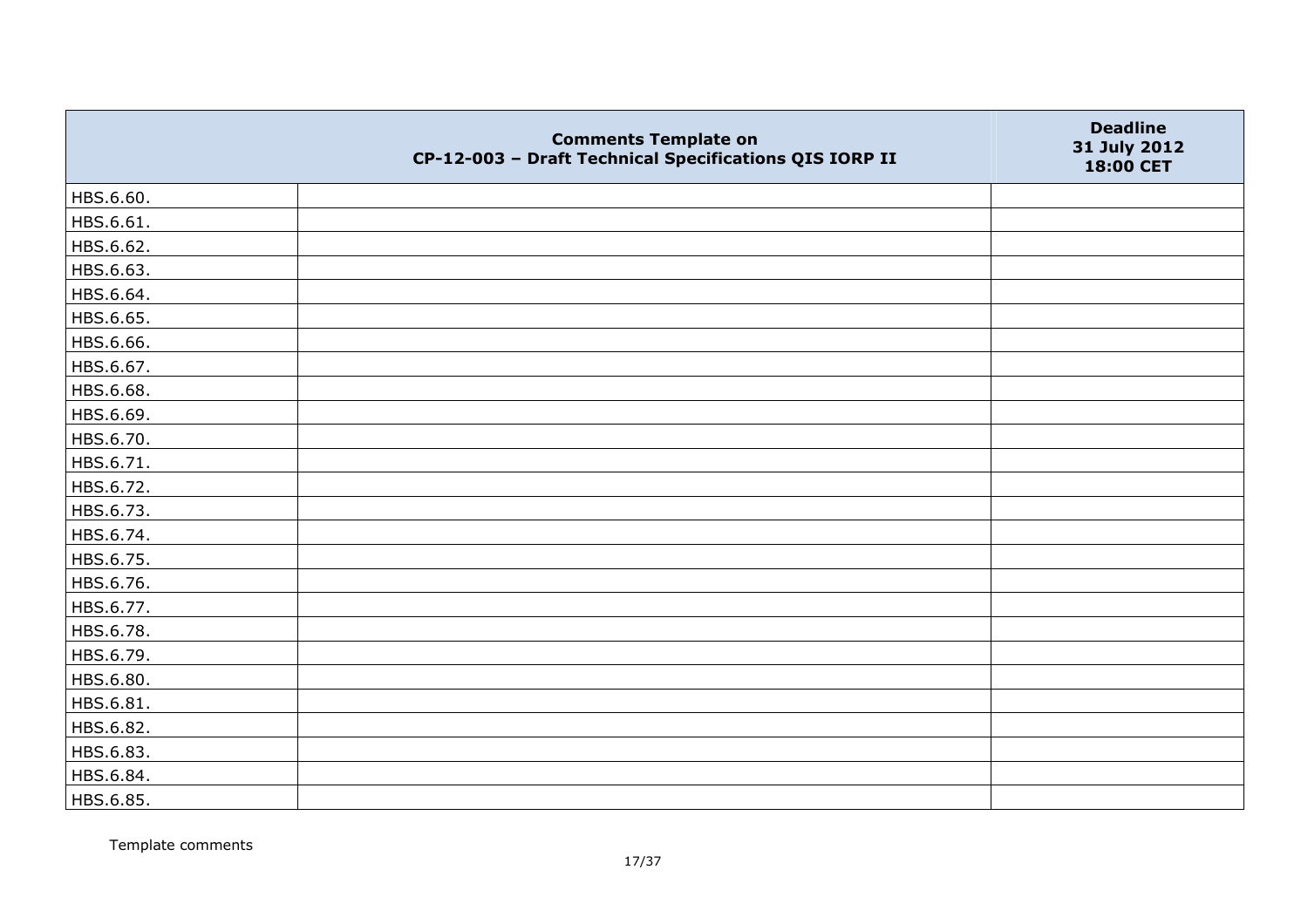| | Comments Template on CP-12-003 – Draft Technical Specifications QIS IORP II | Deadline 31 July 2012 18:00 CET |
|---|---|---|
| HBS.6.60. | | |
| HBS.6.61. | | |
| HBS.6.62. | | |
| HBS.6.63. | | |
| HBS.6.64. | | |
| HBS.6.65. | | |
| HBS.6.66. | | |
| HBS.6.67. | | |
| HBS.6.68. | | |
| HBS.6.69. | | |
| HBS.6.70. | | |
| HBS.6.71. | | |
| HBS.6.72. | | |
| HBS.6.73. | | |
| HBS.6.74. | | |
| HBS.6.75. | | |
| HBS.6.76. | | |
| HBS.6.77. | | |
| HBS.6.78. | | |
| HBS.6.79. | | |
| HBS.6.80. | | |
| HBS.6.81. | | |
| HBS.6.82. | | |
| HBS.6.83. | | |
| HBS.6.84. | | |
| HBS.6.85. | | |

Template comments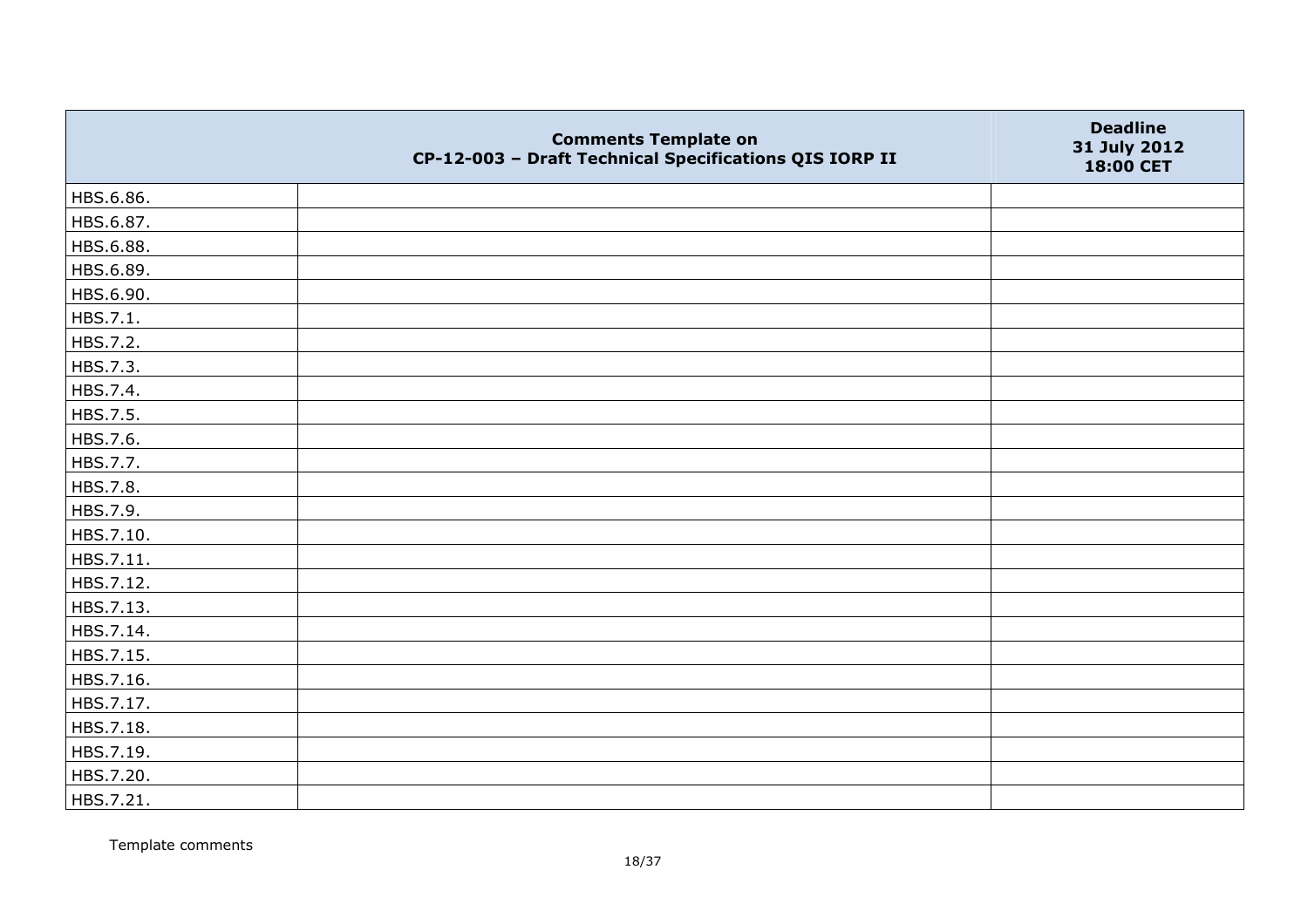| | Comments Template on CP-12-003 – Draft Technical Specifications QIS IORP II | Deadline 31 July 2012 18:00 CET |
|---|---|---|
| HBS.6.86. | | |
| HBS.6.87. | | |
| HBS.6.88. | | |
| HBS.6.89. | | |
| HBS.6.90. | | |
| HBS.7.1. | | |
| HBS.7.2. | | |
| HBS.7.3. | | |
| HBS.7.4. | | |
| HBS.7.5. | | |
| HBS.7.6. | | |
| HBS.7.7. | | |
| HBS.7.8. | | |
| HBS.7.9. | | |
| HBS.7.10. | | |
| HBS.7.11. | | |
| HBS.7.12. | | |
| HBS.7.13. | | |
| HBS.7.14. | | |
| HBS.7.15. | | |
| HBS.7.16. | | |
| HBS.7.17. | | |
| HBS.7.18. | | |
| HBS.7.19. | | |
| HBS.7.20. | | |
| HBS.7.21. | | |

Template comments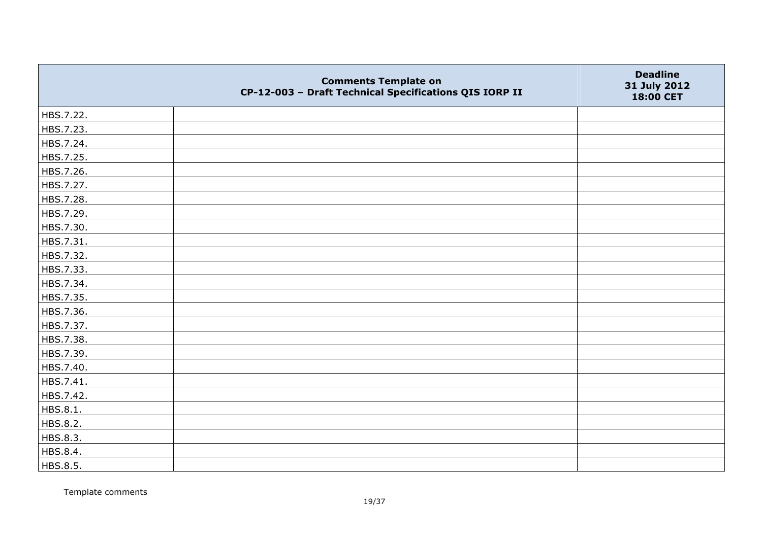| | Comments Template on CP-12-003 – Draft Technical Specifications QIS IORP II | Deadline 31 July 2012 18:00 CET |
|---|---|---|
| HBS.7.22. | | |
| HBS.7.23. | | |
| HBS.7.24. | | |
| HBS.7.25. | | |
| HBS.7.26. | | |
| HBS.7.27. | | |
| HBS.7.28. | | |
| HBS.7.29. | | |
| HBS.7.30. | | |
| HBS.7.31. | | |
| HBS.7.32. | | |
| HBS.7.33. | | |
| HBS.7.34. | | |
| HBS.7.35. | | |
| HBS.7.36. | | |
| HBS.7.37. | | |
| HBS.7.38. | | |
| HBS.7.39. | | |
| HBS.7.40. | | |
| HBS.7.41. | | |
| HBS.7.42. | | |
| HBS.8.1. | | |
| HBS.8.2. | | |
| HBS.8.3. | | |
| HBS.8.4. | | |
| HBS.8.5. | | |

Template comments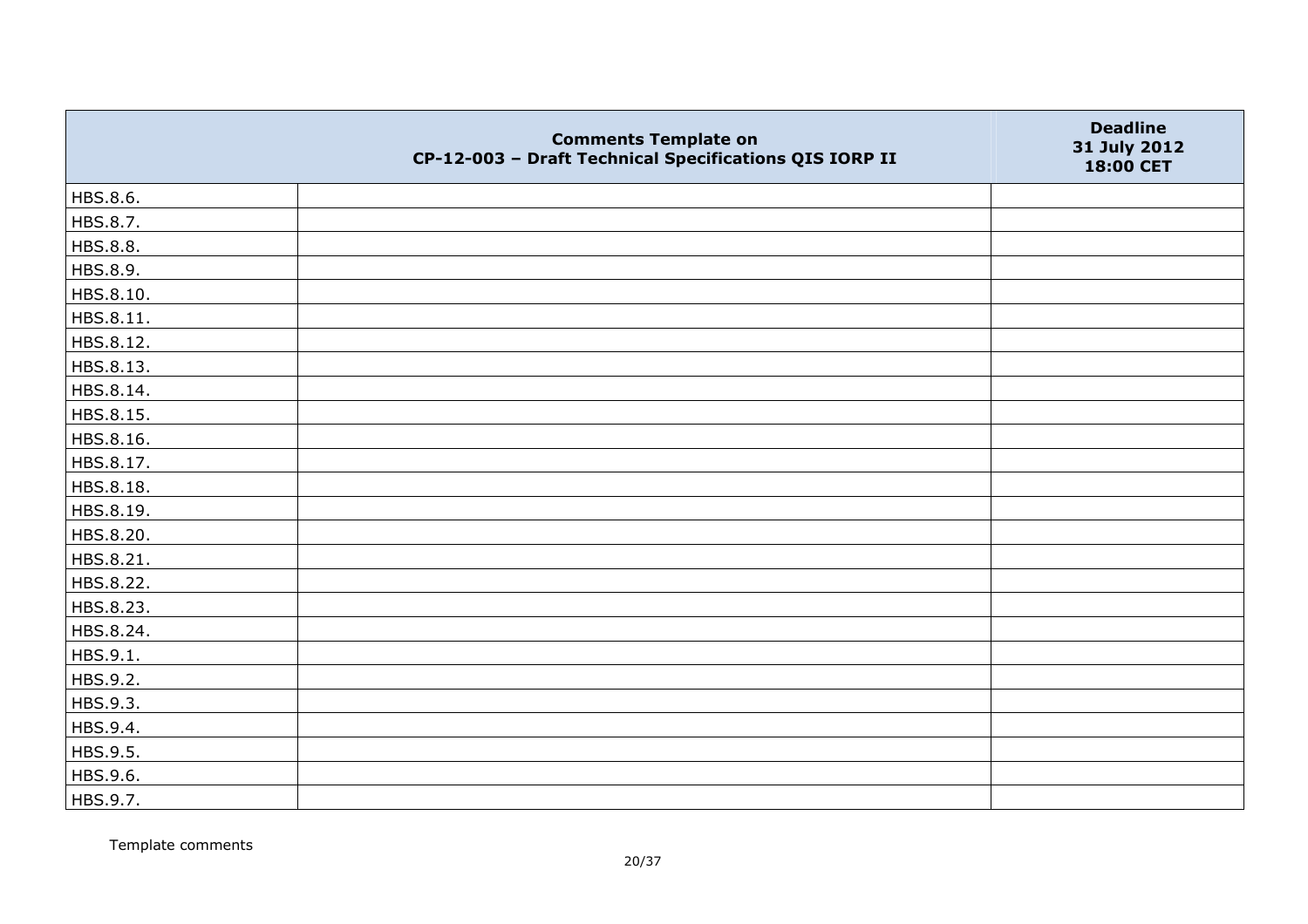| Comments Template on CP-12-003 – Draft Technical Specifications QIS IORP II | | Deadline 31 July 2012 18:00 CET |
|---|---|---|
| HBS.8.6. | | |
| HBS.8.7. | | |
| HBS.8.8. | | |
| HBS.8.9. | | |
| HBS.8.10. | | |
| HBS.8.11. | | |
| HBS.8.12. | | |
| HBS.8.13. | | |
| HBS.8.14. | | |
| HBS.8.15. | | |
| HBS.8.16. | | |
| HBS.8.17. | | |
| HBS.8.18. | | |
| HBS.8.19. | | |
| HBS.8.20. | | |
| HBS.8.21. | | |
| HBS.8.22. | | |
| HBS.8.23. | | |
| HBS.8.24. | | |
| HBS.9.1. | | |
| HBS.9.2. | | |
| HBS.9.3. | | |
| HBS.9.4. | | |
| HBS.9.5. | | |
| HBS.9.6. | | |
| HBS.9.7. | | |

Template comments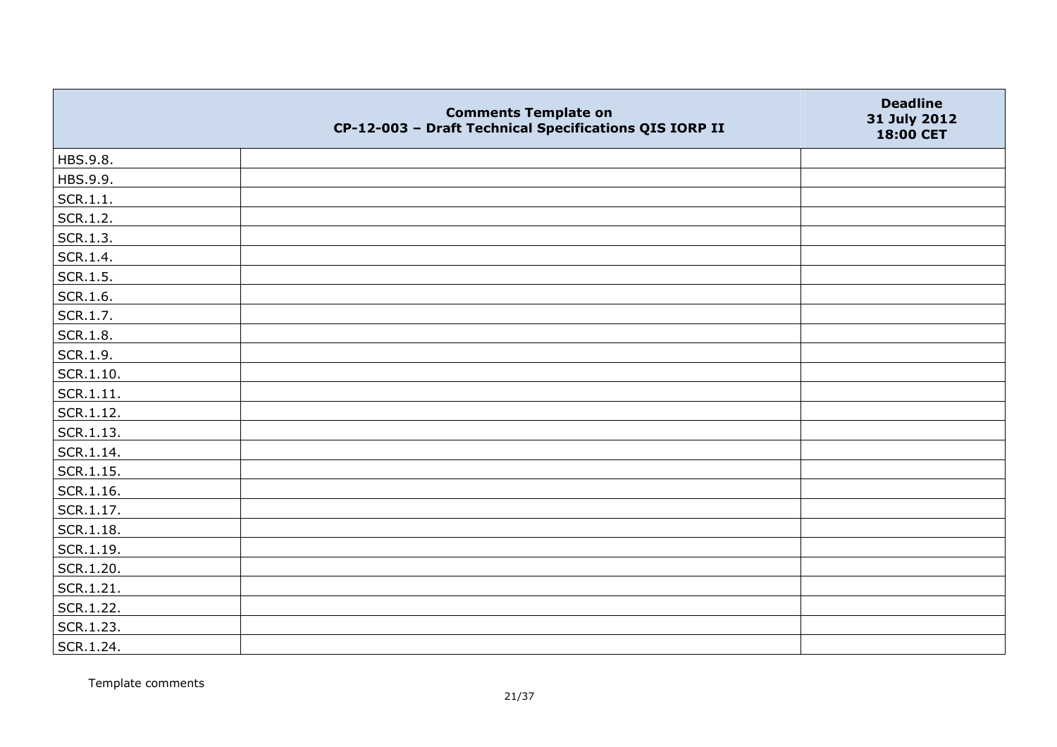| | Comments Template on CP-12-003 – Draft Technical Specifications QIS IORP II | Deadline 31 July 2012 18:00 CET |
|---|---|---|
| HBS.9.8. | | |
| HBS.9.9. | | |
| SCR.1.1. | | |
| SCR.1.2. | | |
| SCR.1.3. | | |
| SCR.1.4. | | |
| SCR.1.5. | | |
| SCR.1.6. | | |
| SCR.1.7. | | |
| SCR.1.8. | | |
| SCR.1.9. | | |
| SCR.1.10. | | |
| SCR.1.11. | | |
| SCR.1.12. | | |
| SCR.1.13. | | |
| SCR.1.14. | | |
| SCR.1.15. | | |
| SCR.1.16. | | |
| SCR.1.17. | | |
| SCR.1.18. | | |
| SCR.1.19. | | |
| SCR.1.20. | | |
| SCR.1.21. | | |
| SCR.1.22. | | |
| SCR.1.23. | | |
| SCR.1.24. | | |

Template comments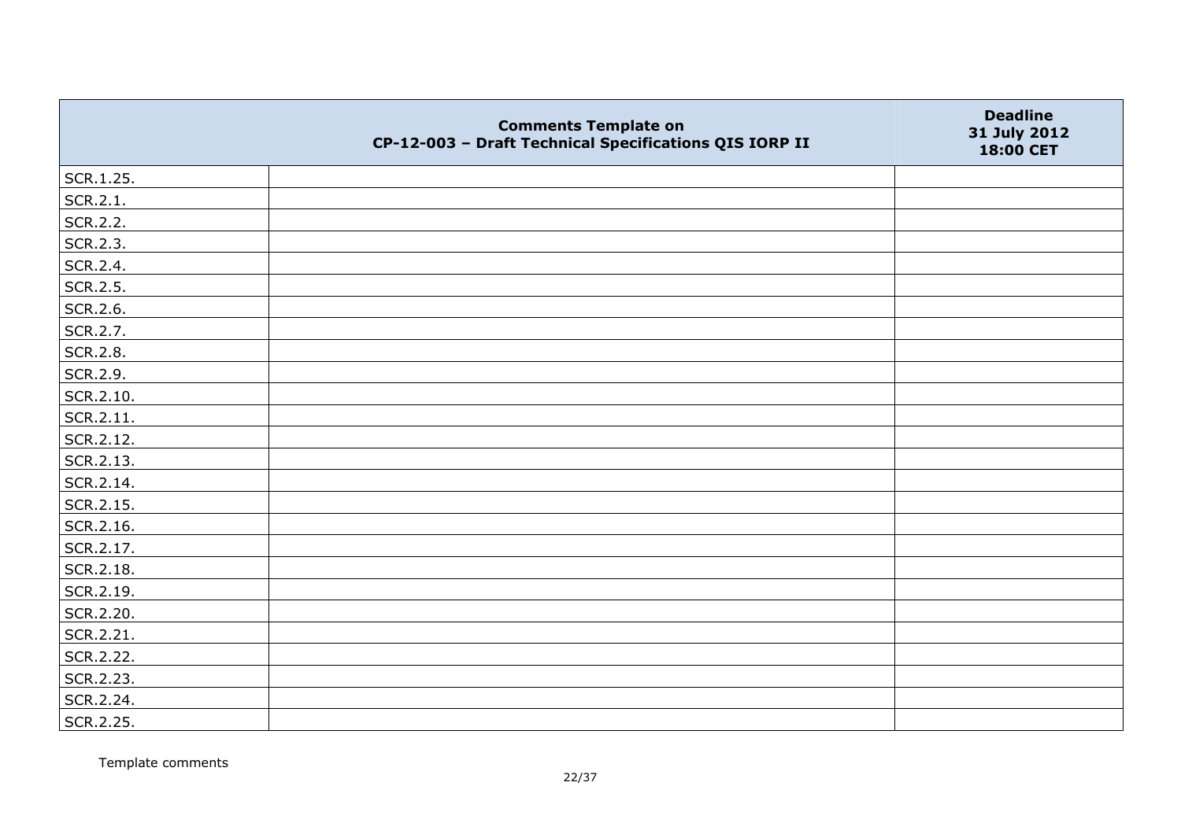|  | Comments Template on CP-12-003 – Draft Technical Specifications QIS IORP II | Deadline 31 July 2012 18:00 CET |
|---|---|---|
| SCR.1.25. |  |  |
| SCR.2.1. |  |  |
| SCR.2.2. |  |  |
| SCR.2.3. |  |  |
| SCR.2.4. |  |  |
| SCR.2.5. |  |  |
| SCR.2.6. |  |  |
| SCR.2.7. |  |  |
| SCR.2.8. |  |  |
| SCR.2.9. |  |  |
| SCR.2.10. |  |  |
| SCR.2.11. |  |  |
| SCR.2.12. |  |  |
| SCR.2.13. |  |  |
| SCR.2.14. |  |  |
| SCR.2.15. |  |  |
| SCR.2.16. |  |  |
| SCR.2.17. |  |  |
| SCR.2.18. |  |  |
| SCR.2.19. |  |  |
| SCR.2.20. |  |  |
| SCR.2.21. |  |  |
| SCR.2.22. |  |  |
| SCR.2.23. |  |  |
| SCR.2.24. |  |  |
| SCR.2.25. |  |  |

Template comments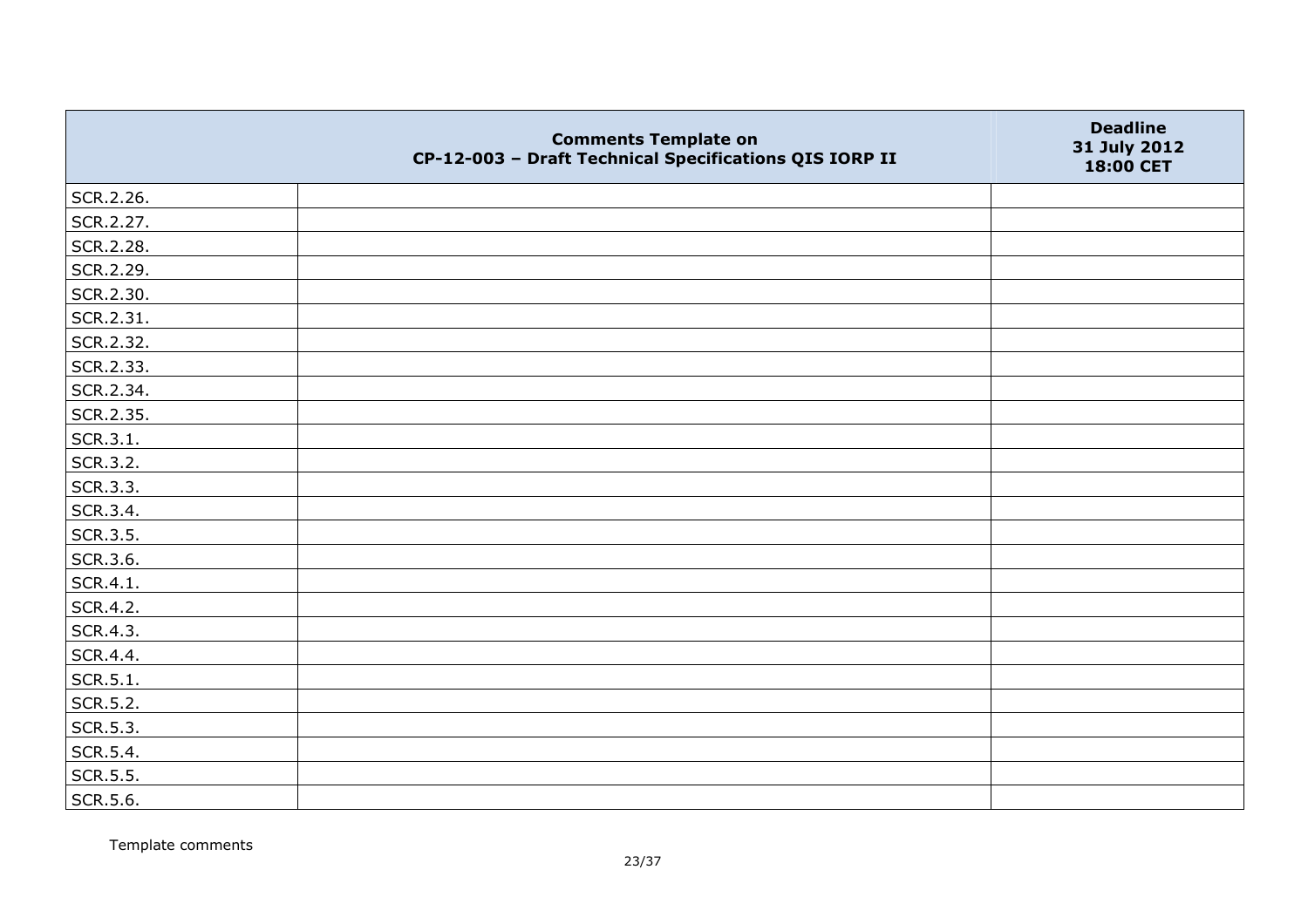|  | Comments Template on CP-12-003 – Draft Technical Specifications QIS IORP II | Deadline 31 July 2012 18:00 CET |
|---|---|---|
| SCR.2.26. |  |  |
| SCR.2.27. |  |  |
| SCR.2.28. |  |  |
| SCR.2.29. |  |  |
| SCR.2.30. |  |  |
| SCR.2.31. |  |  |
| SCR.2.32. |  |  |
| SCR.2.33. |  |  |
| SCR.2.34. |  |  |
| SCR.2.35. |  |  |
| SCR.3.1. |  |  |
| SCR.3.2. |  |  |
| SCR.3.3. |  |  |
| SCR.3.4. |  |  |
| SCR.3.5. |  |  |
| SCR.3.6. |  |  |
| SCR.4.1. |  |  |
| SCR.4.2. |  |  |
| SCR.4.3. |  |  |
| SCR.4.4. |  |  |
| SCR.5.1. |  |  |
| SCR.5.2. |  |  |
| SCR.5.3. |  |  |
| SCR.5.4. |  |  |
| SCR.5.5. |  |  |
| SCR.5.6. |  |  |

Template comments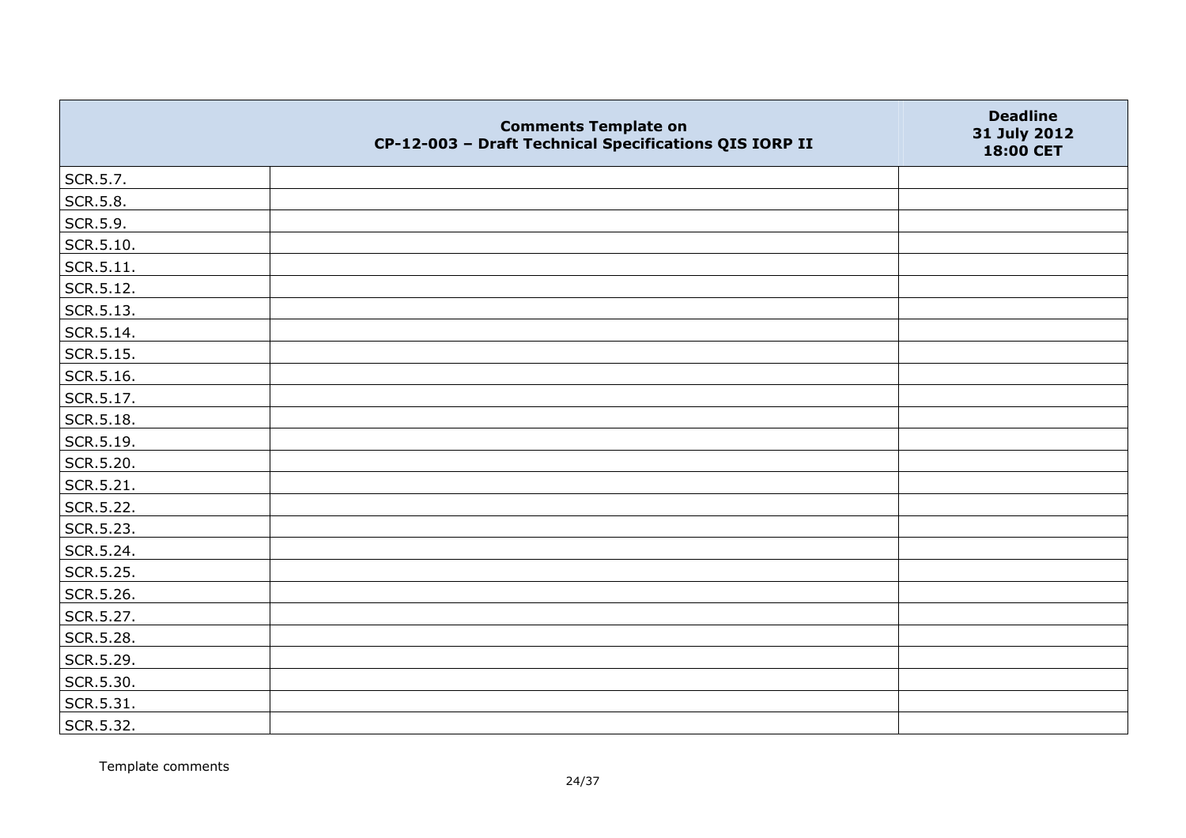| | Comments Template on CP-12-003 – Draft Technical Specifications QIS IORP II | Deadline 31 July 2012 18:00 CET |
|---|---|---|
| SCR.5.7. | | |
| SCR.5.8. | | |
| SCR.5.9. | | |
| SCR.5.10. | | |
| SCR.5.11. | | |
| SCR.5.12. | | |
| SCR.5.13. | | |
| SCR.5.14. | | |
| SCR.5.15. | | |
| SCR.5.16. | | |
| SCR.5.17. | | |
| SCR.5.18. | | |
| SCR.5.19. | | |
| SCR.5.20. | | |
| SCR.5.21. | | |
| SCR.5.22. | | |
| SCR.5.23. | | |
| SCR.5.24. | | |
| SCR.5.25. | | |
| SCR.5.26. | | |
| SCR.5.27. | | |
| SCR.5.28. | | |
| SCR.5.29. | | |
| SCR.5.30. | | |
| SCR.5.31. | | |
| SCR.5.32. | | |

Template comments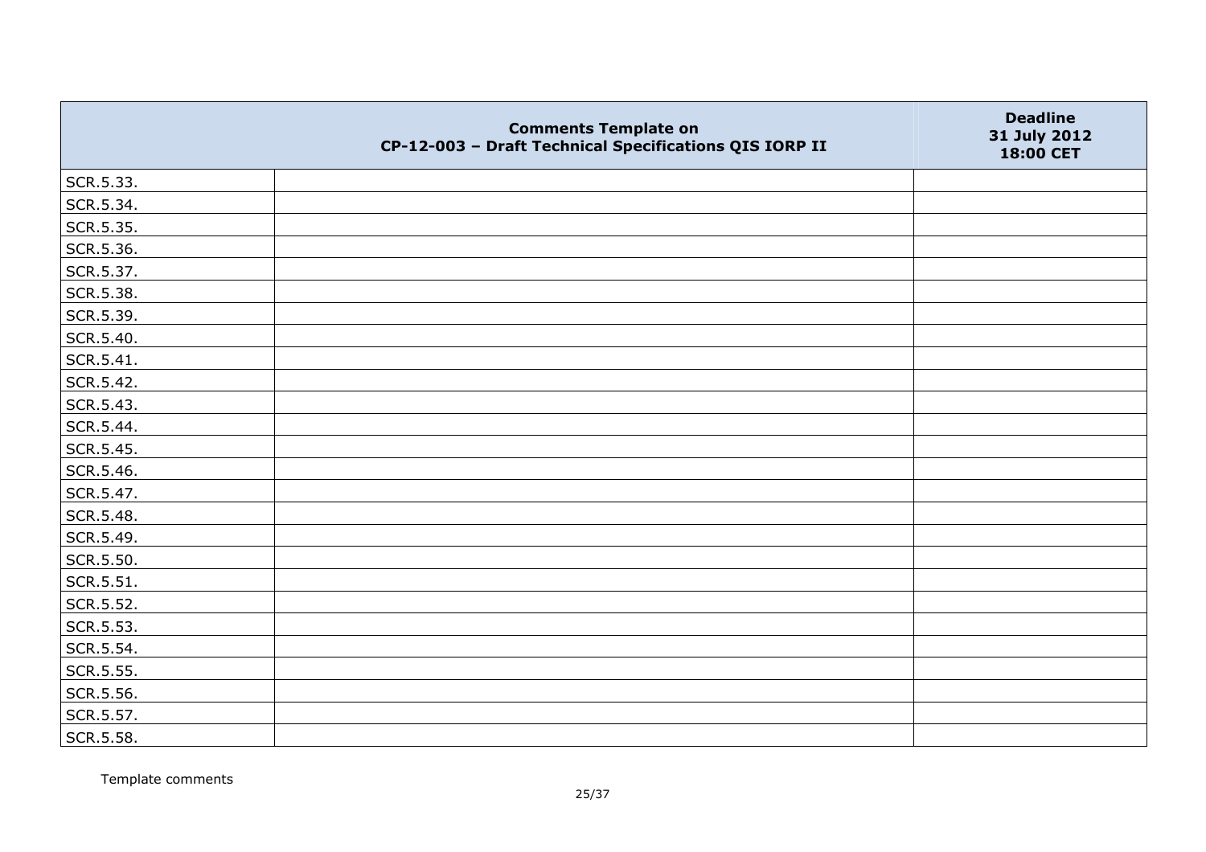|  | Comments Template on CP-12-003 – Draft Technical Specifications QIS IORP II | Deadline 31 July 2012 18:00 CET |
|---|---|---|
| SCR.5.33. |  |  |
| SCR.5.34. |  |  |
| SCR.5.35. |  |  |
| SCR.5.36. |  |  |
| SCR.5.37. |  |  |
| SCR.5.38. |  |  |
| SCR.5.39. |  |  |
| SCR.5.40. |  |  |
| SCR.5.41. |  |  |
| SCR.5.42. |  |  |
| SCR.5.43. |  |  |
| SCR.5.44. |  |  |
| SCR.5.45. |  |  |
| SCR.5.46. |  |  |
| SCR.5.47. |  |  |
| SCR.5.48. |  |  |
| SCR.5.49. |  |  |
| SCR.5.50. |  |  |
| SCR.5.51. |  |  |
| SCR.5.52. |  |  |
| SCR.5.53. |  |  |
| SCR.5.54. |  |  |
| SCR.5.55. |  |  |
| SCR.5.56. |  |  |
| SCR.5.57. |  |  |
| SCR.5.58. |  |  |

Template comments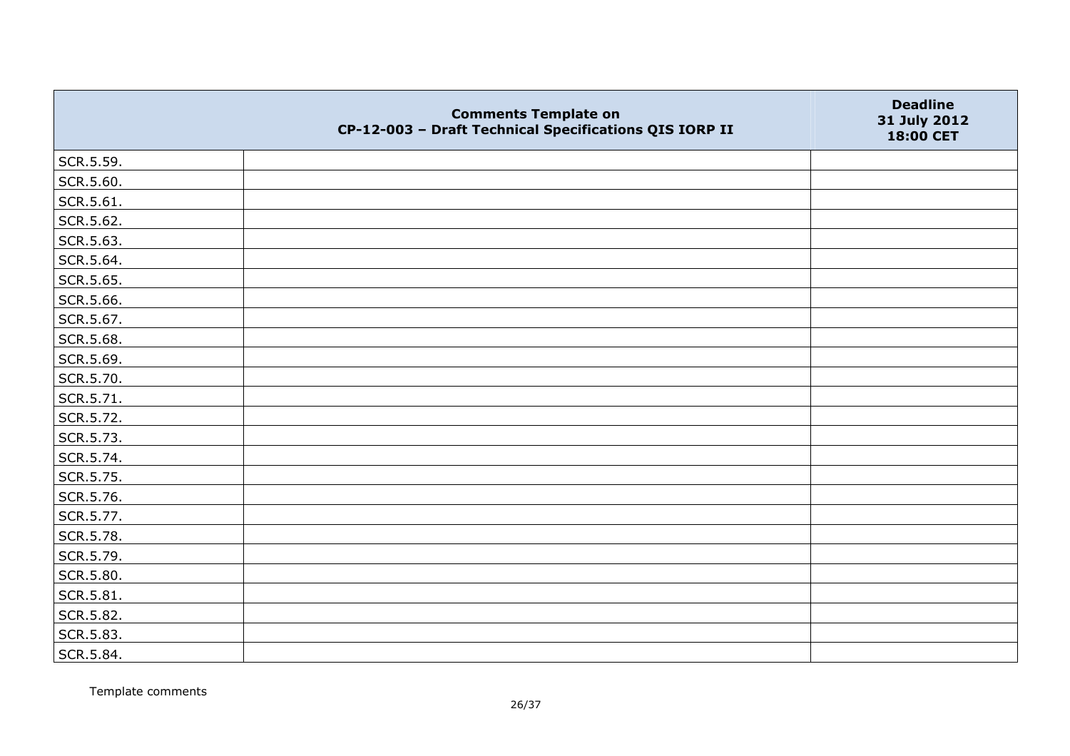|  | Comments Template on CP-12-003 – Draft Technical Specifications QIS IORP II | Deadline 31 July 2012 18:00 CET |
|---|---|---|
| SCR.5.59. |  |  |
| SCR.5.60. |  |  |
| SCR.5.61. |  |  |
| SCR.5.62. |  |  |
| SCR.5.63. |  |  |
| SCR.5.64. |  |  |
| SCR.5.65. |  |  |
| SCR.5.66. |  |  |
| SCR.5.67. |  |  |
| SCR.5.68. |  |  |
| SCR.5.69. |  |  |
| SCR.5.70. |  |  |
| SCR.5.71. |  |  |
| SCR.5.72. |  |  |
| SCR.5.73. |  |  |
| SCR.5.74. |  |  |
| SCR.5.75. |  |  |
| SCR.5.76. |  |  |
| SCR.5.77. |  |  |
| SCR.5.78. |  |  |
| SCR.5.79. |  |  |
| SCR.5.80. |  |  |
| SCR.5.81. |  |  |
| SCR.5.82. |  |  |
| SCR.5.83. |  |  |
| SCR.5.84. |  |  |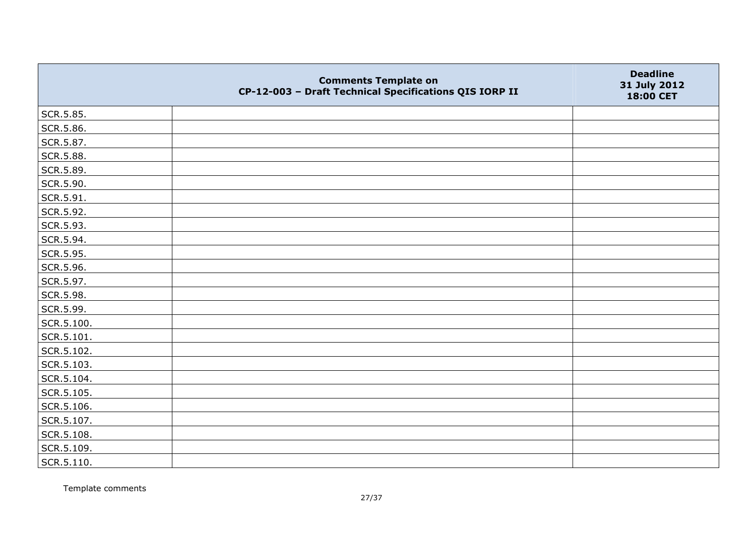| | Comments Template on CP-12-003 – Draft Technical Specifications QIS IORP II | Deadline 31 July 2012 18:00 CET |
|---|---|---|
| SCR.5.85. | | |
| SCR.5.86. | | |
| SCR.5.87. | | |
| SCR.5.88. | | |
| SCR.5.89. | | |
| SCR.5.90. | | |
| SCR.5.91. | | |
| SCR.5.92. | | |
| SCR.5.93. | | |
| SCR.5.94. | | |
| SCR.5.95. | | |
| SCR.5.96. | | |
| SCR.5.97. | | |
| SCR.5.98. | | |
| SCR.5.99. | | |
| SCR.5.100. | | |
| SCR.5.101. | | |
| SCR.5.102. | | |
| SCR.5.103. | | |
| SCR.5.104. | | |
| SCR.5.105. | | |
| SCR.5.106. | | |
| SCR.5.107. | | |
| SCR.5.108. | | |
| SCR.5.109. | | |
| SCR.5.110. | | |

Template comments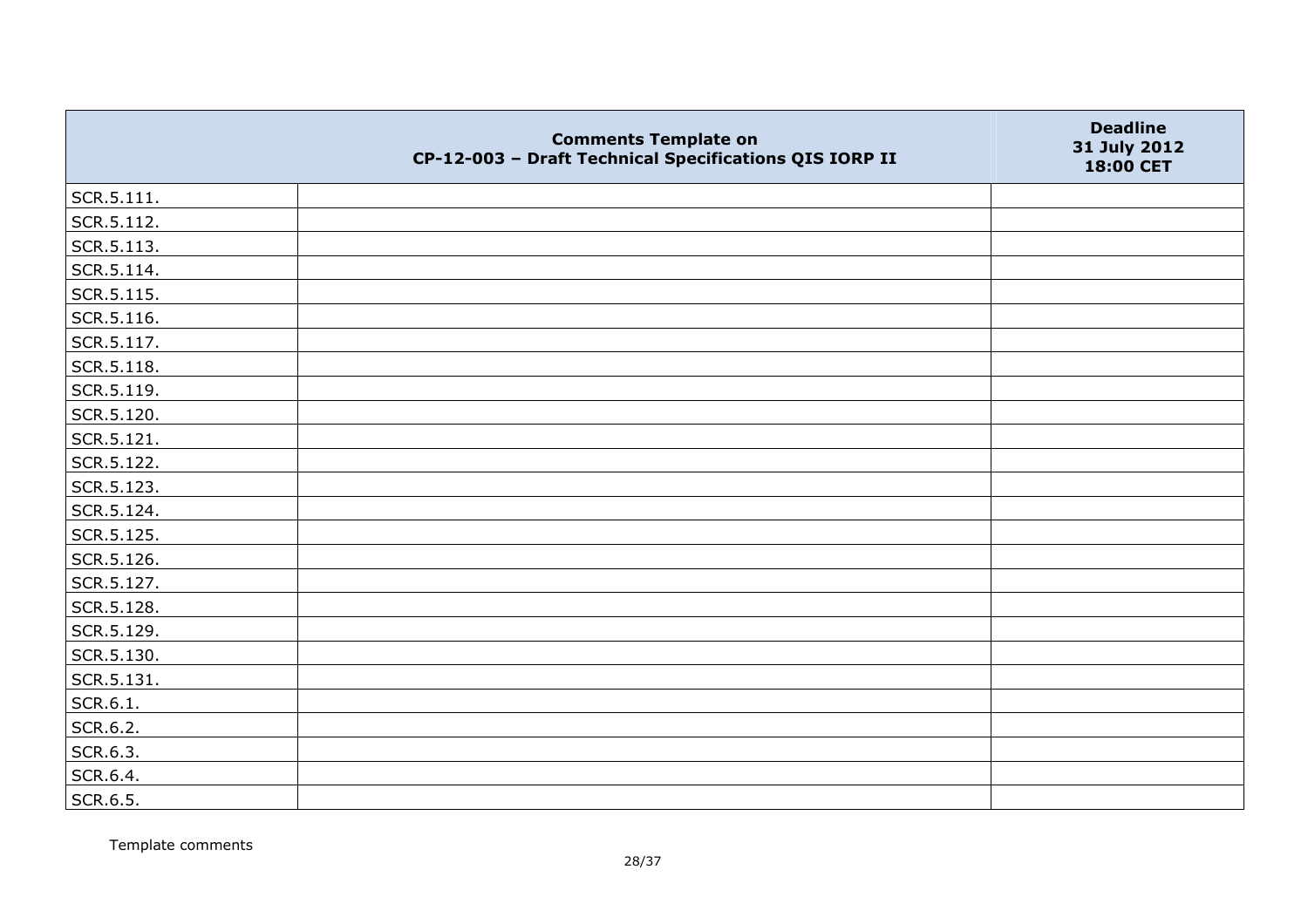| | Comments Template on CP-12-003 – Draft Technical Specifications QIS IORP II | Deadline 31 July 2012 18:00 CET |
|---|---|---|
| SCR.5.111. | | |
| SCR.5.112. | | |
| SCR.5.113. | | |
| SCR.5.114. | | |
| SCR.5.115. | | |
| SCR.5.116. | | |
| SCR.5.117. | | |
| SCR.5.118. | | |
| SCR.5.119. | | |
| SCR.5.120. | | |
| SCR.5.121. | | |
| SCR.5.122. | | |
| SCR.5.123. | | |
| SCR.5.124. | | |
| SCR.5.125. | | |
| SCR.5.126. | | |
| SCR.5.127. | | |
| SCR.5.128. | | |
| SCR.5.129. | | |
| SCR.5.130. | | |
| SCR.5.131. | | |
| SCR.6.1. | | |
| SCR.6.2. | | |
| SCR.6.3. | | |
| SCR.6.4. | | |
| SCR.6.5. | | |

Template comments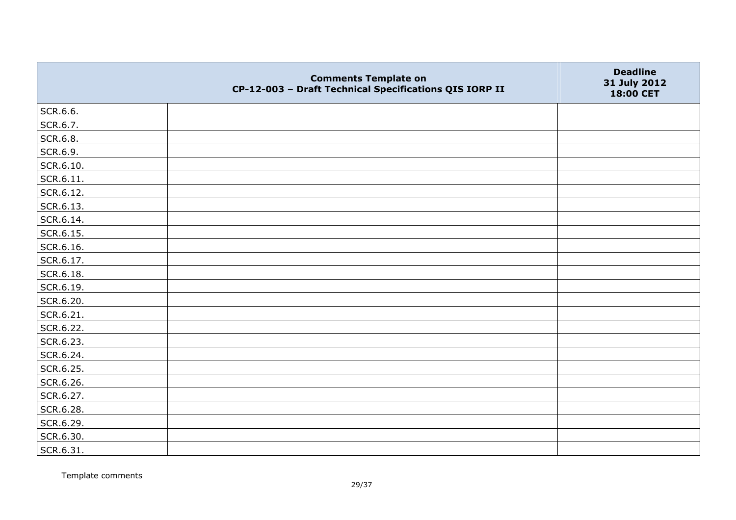| | Comments Template on CP-12-003 – Draft Technical Specifications QIS IORP II | Deadline 31 July 2012 18:00 CET |
|---|---|---|
| SCR.6.6. | | |
| SCR.6.7. | | |
| SCR.6.8. | | |
| SCR.6.9. | | |
| SCR.6.10. | | |
| SCR.6.11. | | |
| SCR.6.12. | | |
| SCR.6.13. | | |
| SCR.6.14. | | |
| SCR.6.15. | | |
| SCR.6.16. | | |
| SCR.6.17. | | |
| SCR.6.18. | | |
| SCR.6.19. | | |
| SCR.6.20. | | |
| SCR.6.21. | | |
| SCR.6.22. | | |
| SCR.6.23. | | |
| SCR.6.24. | | |
| SCR.6.25. | | |
| SCR.6.26. | | |
| SCR.6.27. | | |
| SCR.6.28. | | |
| SCR.6.29. | | |
| SCR.6.30. | | |
| SCR.6.31. | | |

Template comments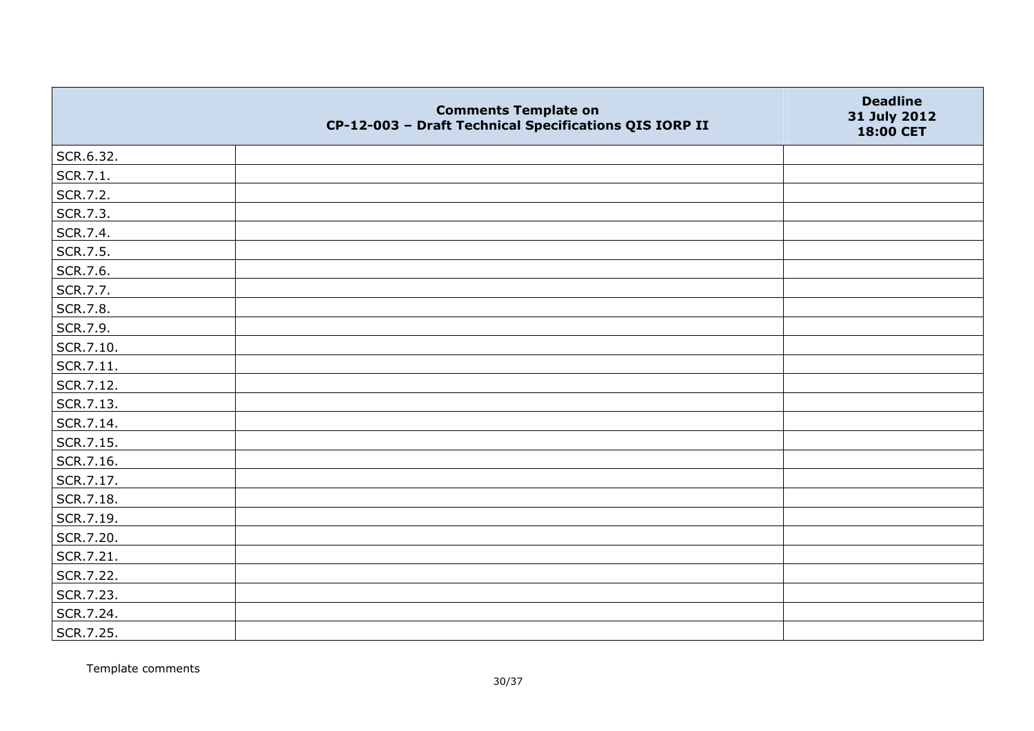| | Comments Template on CP-12-003 – Draft Technical Specifications QIS IORP II | Deadline 31 July 2012 18:00 CET |
|---|---|---|
| SCR.6.32. | | |
| SCR.7.1. | | |
| SCR.7.2. | | |
| SCR.7.3. | | |
| SCR.7.4. | | |
| SCR.7.5. | | |
| SCR.7.6. | | |
| SCR.7.7. | | |
| SCR.7.8. | | |
| SCR.7.9. | | |
| SCR.7.10. | | |
| SCR.7.11. | | |
| SCR.7.12. | | |
| SCR.7.13. | | |
| SCR.7.14. | | |
| SCR.7.15. | | |
| SCR.7.16. | | |
| SCR.7.17. | | |
| SCR.7.18. | | |
| SCR.7.19. | | |
| SCR.7.20. | | |
| SCR.7.21. | | |
| SCR.7.22. | | |
| SCR.7.23. | | |
| SCR.7.24. | | |
| SCR.7.25. | | |

Template comments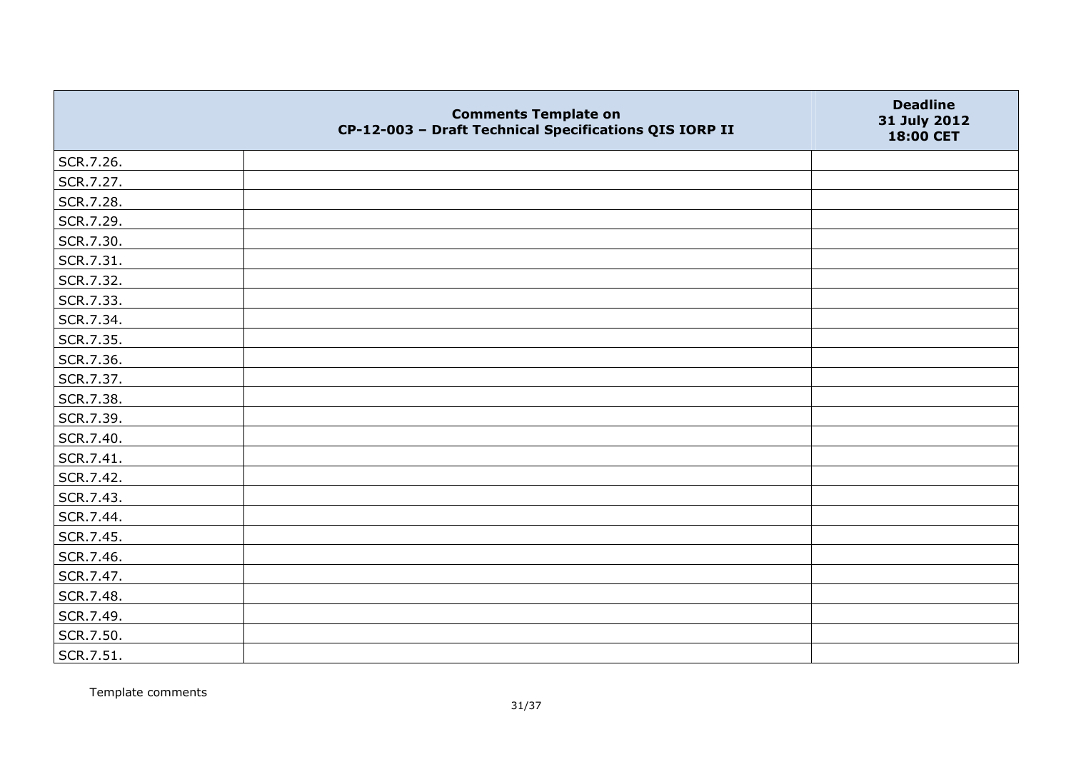|  | Comments Template on CP-12-003 – Draft Technical Specifications QIS IORP II | Deadline 31 July 2012 18:00 CET |
|---|---|---|
| SCR.7.26. |  |  |
| SCR.7.27. |  |  |
| SCR.7.28. |  |  |
| SCR.7.29. |  |  |
| SCR.7.30. |  |  |
| SCR.7.31. |  |  |
| SCR.7.32. |  |  |
| SCR.7.33. |  |  |
| SCR.7.34. |  |  |
| SCR.7.35. |  |  |
| SCR.7.36. |  |  |
| SCR.7.37. |  |  |
| SCR.7.38. |  |  |
| SCR.7.39. |  |  |
| SCR.7.40. |  |  |
| SCR.7.41. |  |  |
| SCR.7.42. |  |  |
| SCR.7.43. |  |  |
| SCR.7.44. |  |  |
| SCR.7.45. |  |  |
| SCR.7.46. |  |  |
| SCR.7.47. |  |  |
| SCR.7.48. |  |  |
| SCR.7.49. |  |  |
| SCR.7.50. |  |  |
| SCR.7.51. |  |  |

Template comments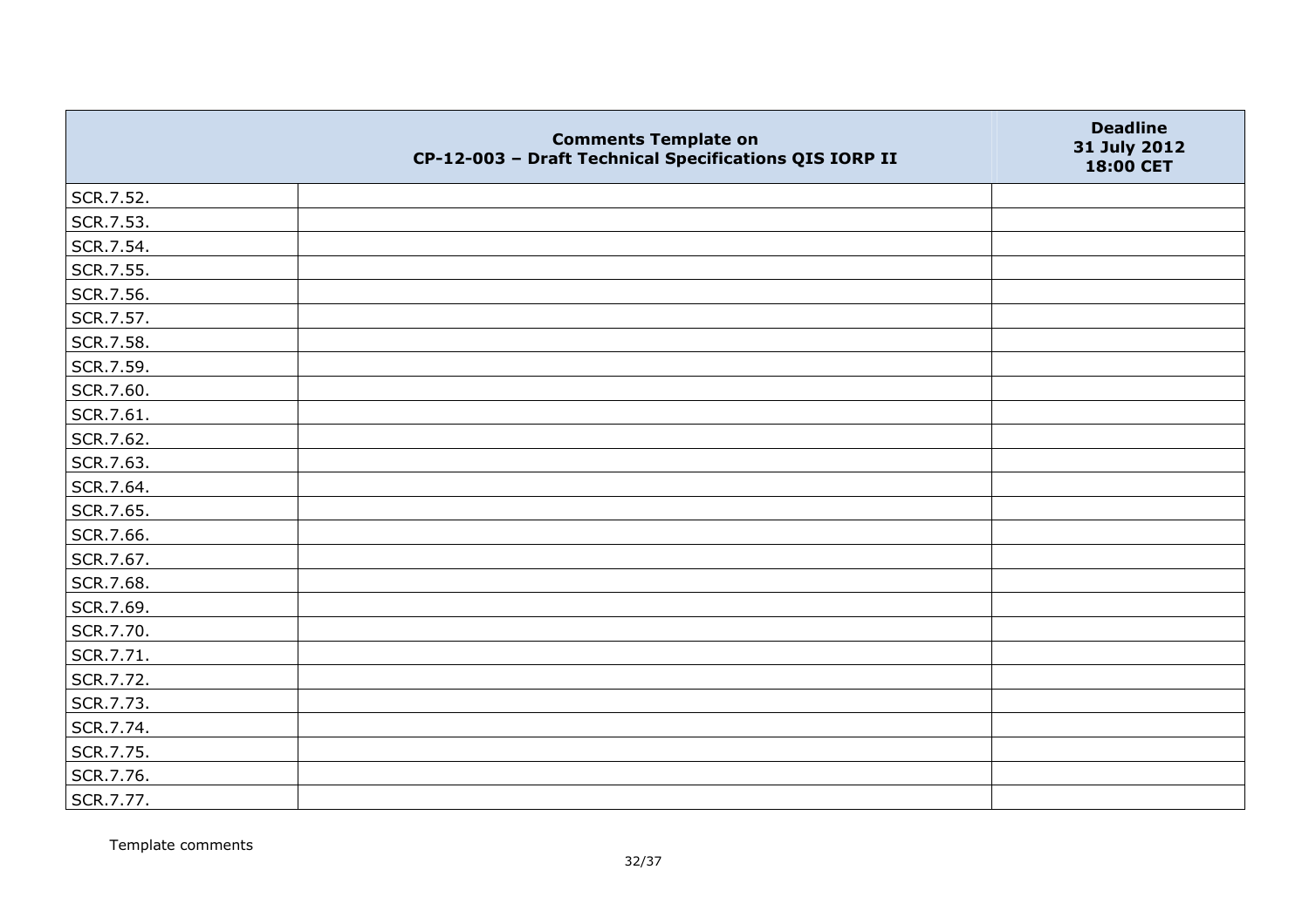|  | Comments Template on CP-12-003 – Draft Technical Specifications QIS IORP II | Deadline 31 July 2012 18:00 CET |
|---|---|---|
| SCR.7.52. |  |  |
| SCR.7.53. |  |  |
| SCR.7.54. |  |  |
| SCR.7.55. |  |  |
| SCR.7.56. |  |  |
| SCR.7.57. |  |  |
| SCR.7.58. |  |  |
| SCR.7.59. |  |  |
| SCR.7.60. |  |  |
| SCR.7.61. |  |  |
| SCR.7.62. |  |  |
| SCR.7.63. |  |  |
| SCR.7.64. |  |  |
| SCR.7.65. |  |  |
| SCR.7.66. |  |  |
| SCR.7.67. |  |  |
| SCR.7.68. |  |  |
| SCR.7.69. |  |  |
| SCR.7.70. |  |  |
| SCR.7.71. |  |  |
| SCR.7.72. |  |  |
| SCR.7.73. |  |  |
| SCR.7.74. |  |  |
| SCR.7.75. |  |  |
| SCR.7.76. |  |  |
| SCR.7.77. |  |  |

Template comments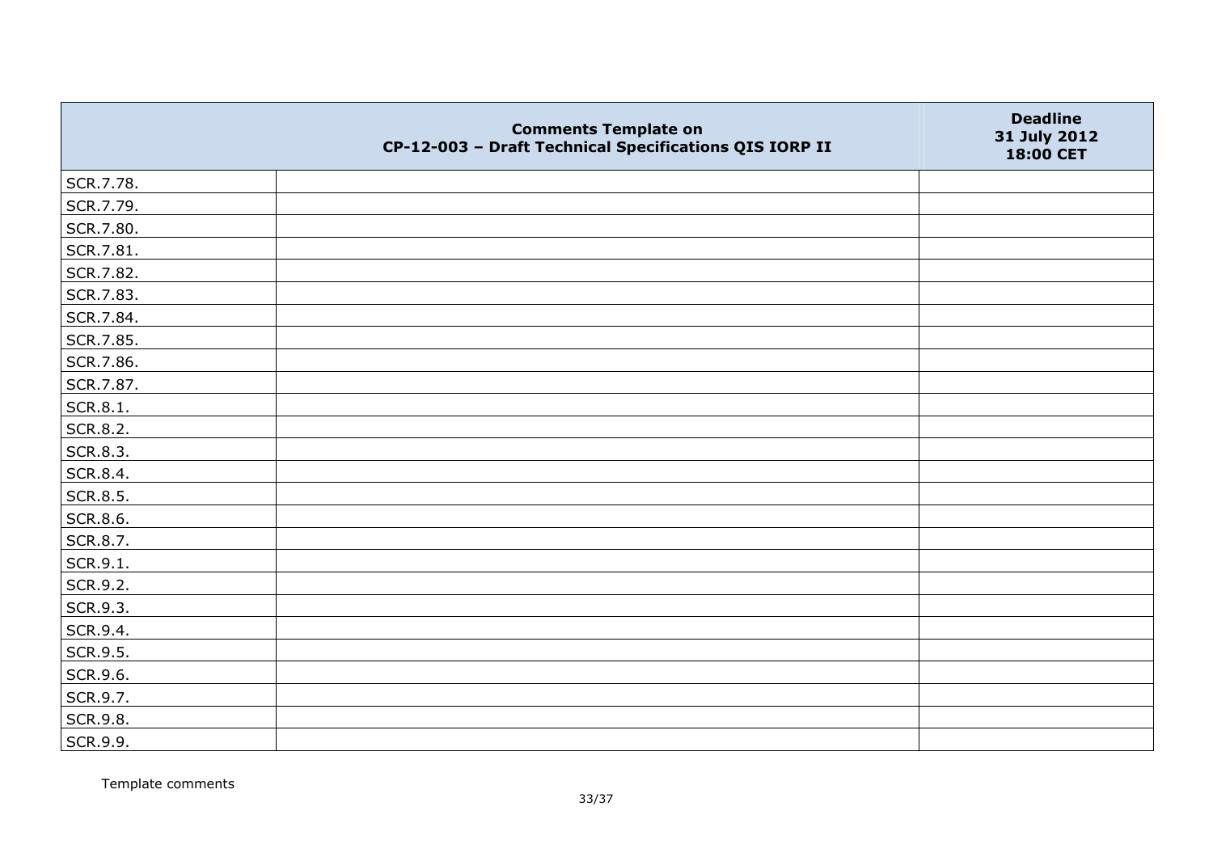|  | Comments Template on CP-12-003 – Draft Technical Specifications QIS IORP II | Deadline 31 July 2012 18:00 CET |
| --- | --- | --- |
| SCR.7.78. |  |  |
| SCR.7.79. |  |  |
| SCR.7.80. |  |  |
| SCR.7.81. |  |  |
| SCR.7.82. |  |  |
| SCR.7.83. |  |  |
| SCR.7.84. |  |  |
| SCR.7.85. |  |  |
| SCR.7.86. |  |  |
| SCR.7.87. |  |  |
| SCR.8.1. |  |  |
| SCR.8.2. |  |  |
| SCR.8.3. |  |  |
| SCR.8.4. |  |  |
| SCR.8.5. |  |  |
| SCR.8.6. |  |  |
| SCR.8.7. |  |  |
| SCR.9.1. |  |  |
| SCR.9.2. |  |  |
| SCR.9.3. |  |  |
| SCR.9.4. |  |  |
| SCR.9.5. |  |  |
| SCR.9.6. |  |  |
| SCR.9.7. |  |  |
| SCR.9.8. |  |  |
| SCR.9.9. |  |  |

Template comments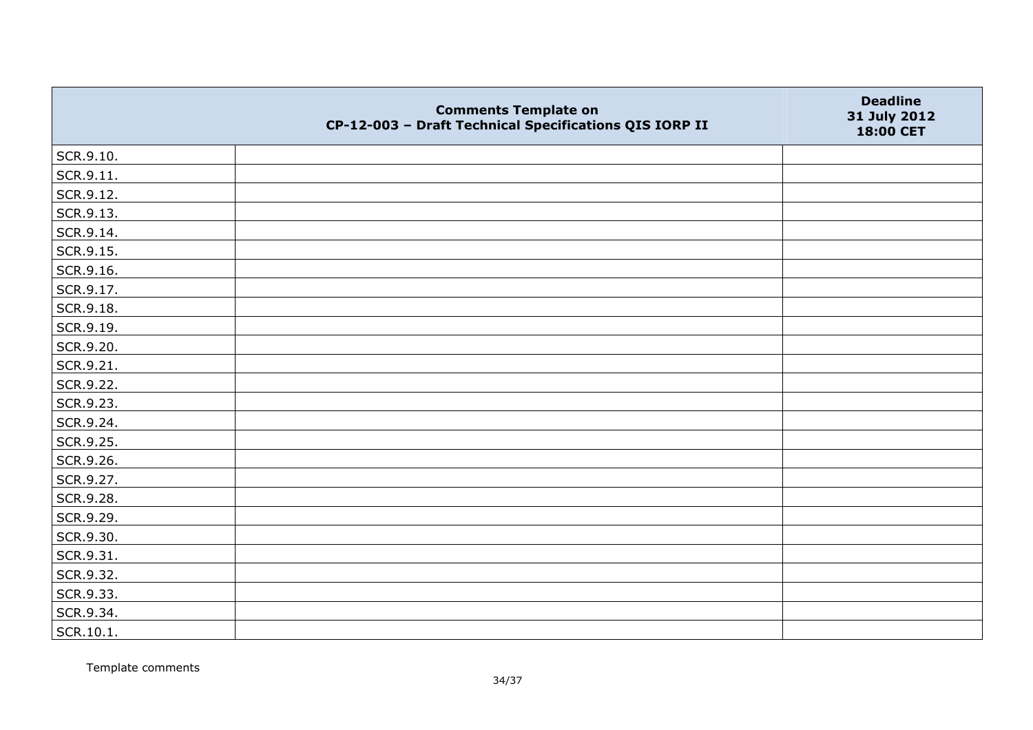| | Comments Template on CP-12-003 – Draft Technical Specifications QIS IORP II | Deadline 31 July 2012 18:00 CET |
|---|---|---|
| SCR.9.10. | | |
| SCR.9.11. | | |
| SCR.9.12. | | |
| SCR.9.13. | | |
| SCR.9.14. | | |
| SCR.9.15. | | |
| SCR.9.16. | | |
| SCR.9.17. | | |
| SCR.9.18. | | |
| SCR.9.19. | | |
| SCR.9.20. | | |
| SCR.9.21. | | |
| SCR.9.22. | | |
| SCR.9.23. | | |
| SCR.9.24. | | |
| SCR.9.25. | | |
| SCR.9.26. | | |
| SCR.9.27. | | |
| SCR.9.28. | | |
| SCR.9.29. | | |
| SCR.9.30. | | |
| SCR.9.31. | | |
| SCR.9.32. | | |
| SCR.9.33. | | |
| SCR.9.34. | | |
| SCR.10.1. | | |

Template comments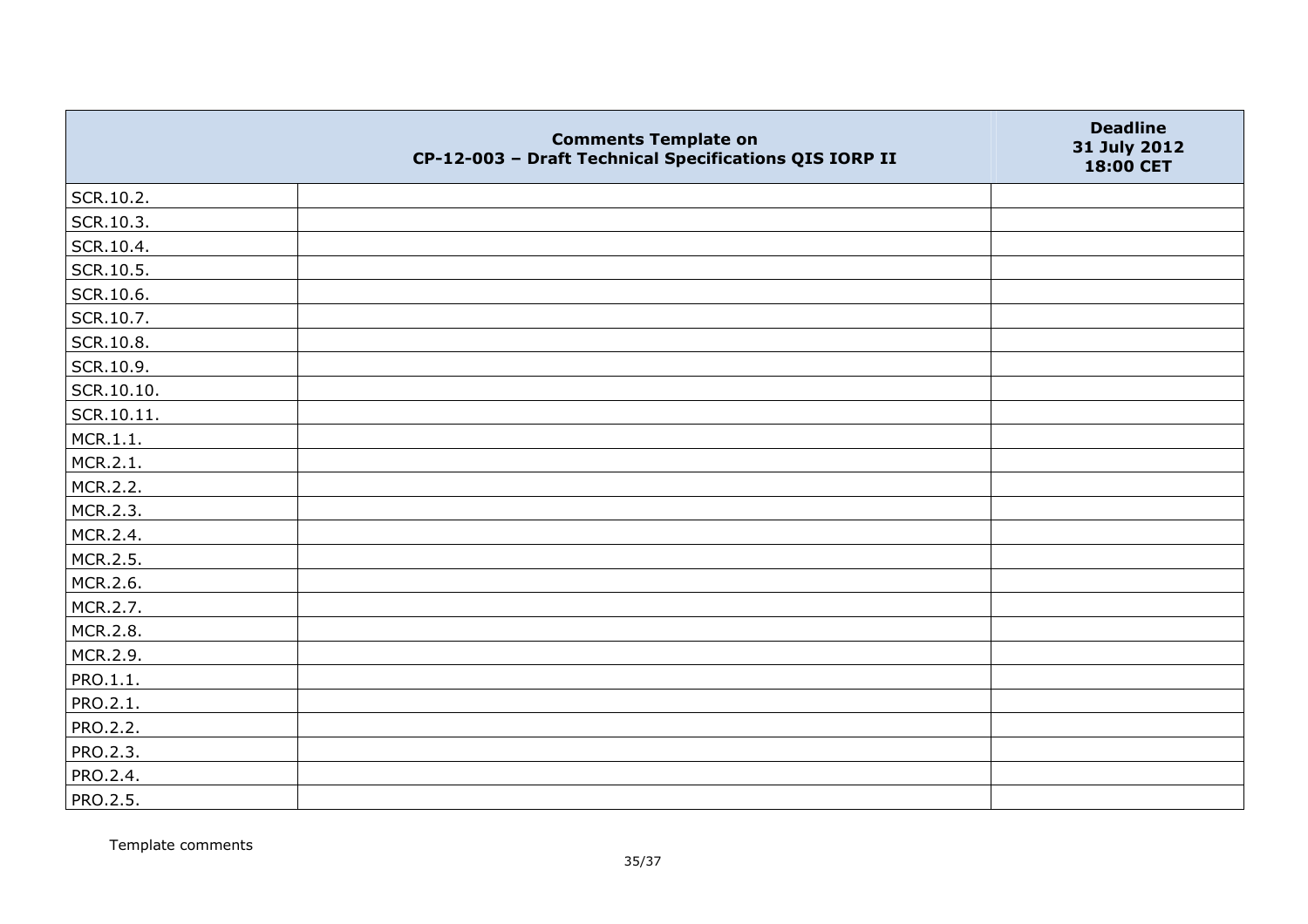|  | Comments Template on<br>CP-12-003 – Draft Technical Specifications QIS IORP II | Deadline<br>31 July 2012<br>18:00 CET |
| --- | --- | --- |
| SCR.10.2. | | |
| SCR.10.3. | | |
| SCR.10.4. | | |
| SCR.10.5. | | |
| SCR.10.6. | | |
| SCR.10.7. | | |
| SCR.10.8. | | |
| SCR.10.9. | | |
| SCR.10.10. | | |
| SCR.10.11. | | |
| MCR.1.1. | | |
| MCR.2.1. | | |
| MCR.2.2. | | |
| MCR.2.3. | | |
| MCR.2.4. | | |
| MCR.2.5. | | |
| MCR.2.6. | | |
| MCR.2.7. | | |
| MCR.2.8. | | |
| MCR.2.9. | | |
| PRO.1.1. | | |
| PRO.2.1. | | |
| PRO.2.2. | | |
| PRO.2.3. | | |
| PRO.2.4. | | |
| PRO.2.5. | | |

Template comments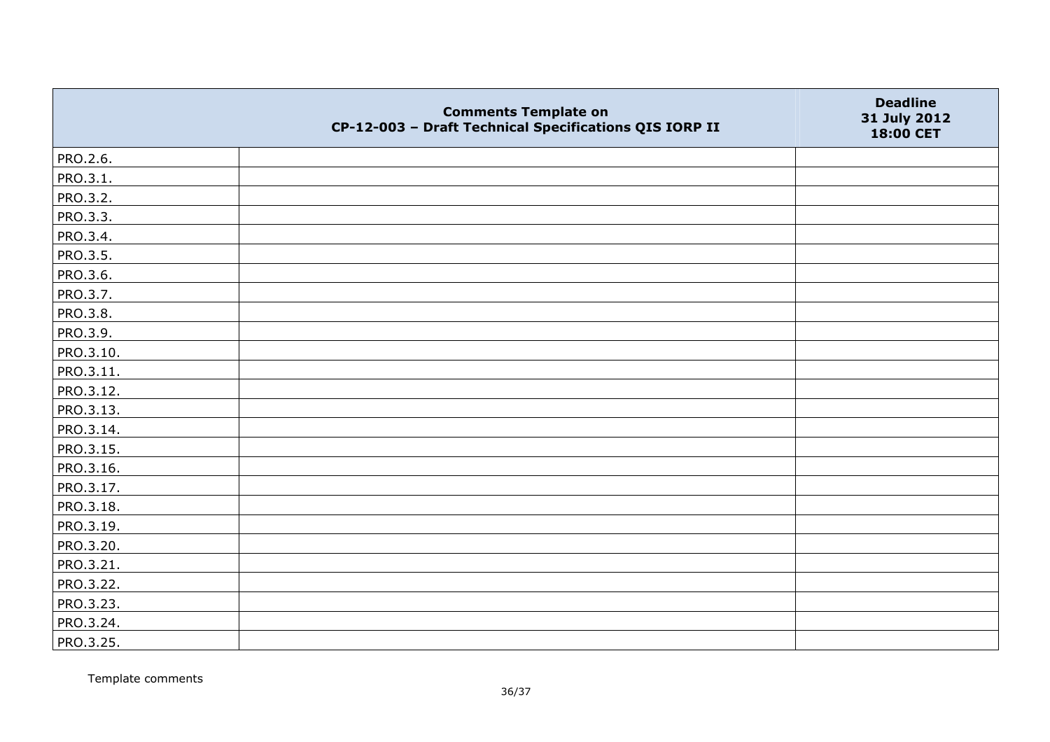| | Comments Template on CP-12-003 – Draft Technical Specifications QIS IORP II | Deadline 31 July 2012 18:00 CET |
|---|---|---|
| PRO.2.6. | | |
| PRO.3.1. | | |
| PRO.3.2. | | |
| PRO.3.3. | | |
| PRO.3.4. | | |
| PRO.3.5. | | |
| PRO.3.6. | | |
| PRO.3.7. | | |
| PRO.3.8. | | |
| PRO.3.9. | | |
| PRO.3.10. | | |
| PRO.3.11. | | |
| PRO.3.12. | | |
| PRO.3.13. | | |
| PRO.3.14. | | |
| PRO.3.15. | | |
| PRO.3.16. | | |
| PRO.3.17. | | |
| PRO.3.18. | | |
| PRO.3.19. | | |
| PRO.3.20. | | |
| PRO.3.21. | | |
| PRO.3.22. | | |
| PRO.3.23. | | |
| PRO.3.24. | | |
| PRO.3.25. | | |

Template comments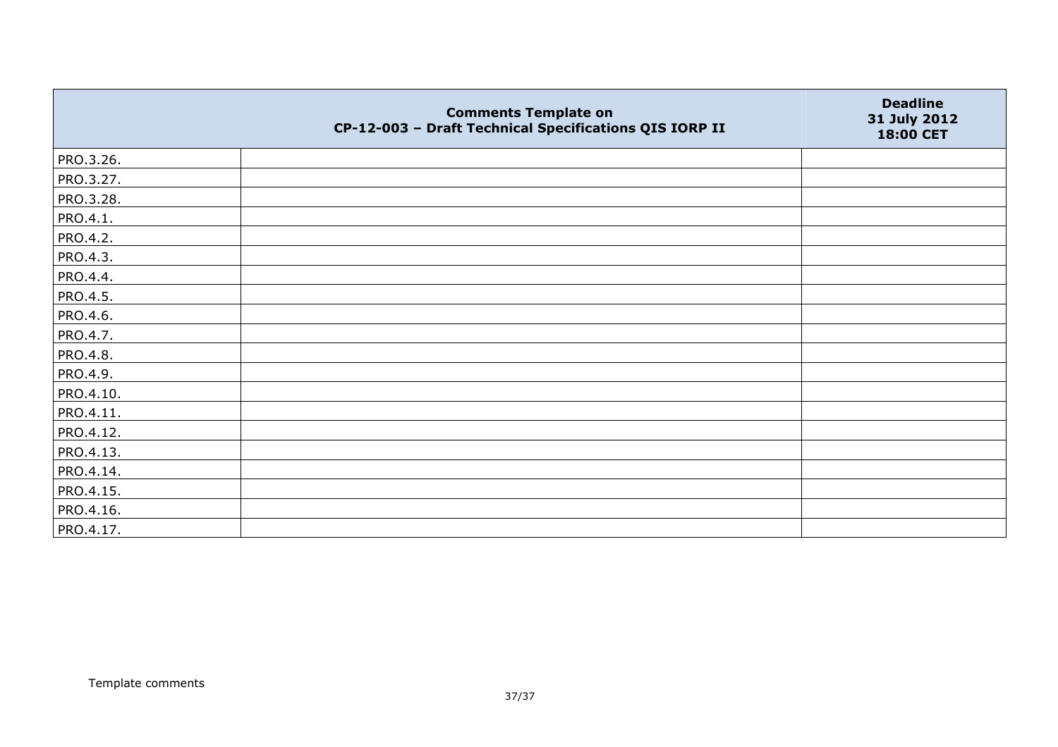| | Comments Template on CP-12-003 – Draft Technical Specifications QIS IORP II | Deadline 31 July 2012 18:00 CET |
|---|---|---|
| PRO.3.26. | | |
| PRO.3.27. | | |
| PRO.3.28. | | |
| PRO.4.1. | | |
| PRO.4.2. | | |
| PRO.4.3. | | |
| PRO.4.4. | | |
| PRO.4.5. | | |
| PRO.4.6. | | |
| PRO.4.7. | | |
| PRO.4.8. | | |
| PRO.4.9. | | |
| PRO.4.10. | | |
| PRO.4.11. | | |
| PRO.4.12. | | |
| PRO.4.13. | | |
| PRO.4.14. | | |
| PRO.4.15. | | |
| PRO.4.16. | | |
| PRO.4.17. | | |